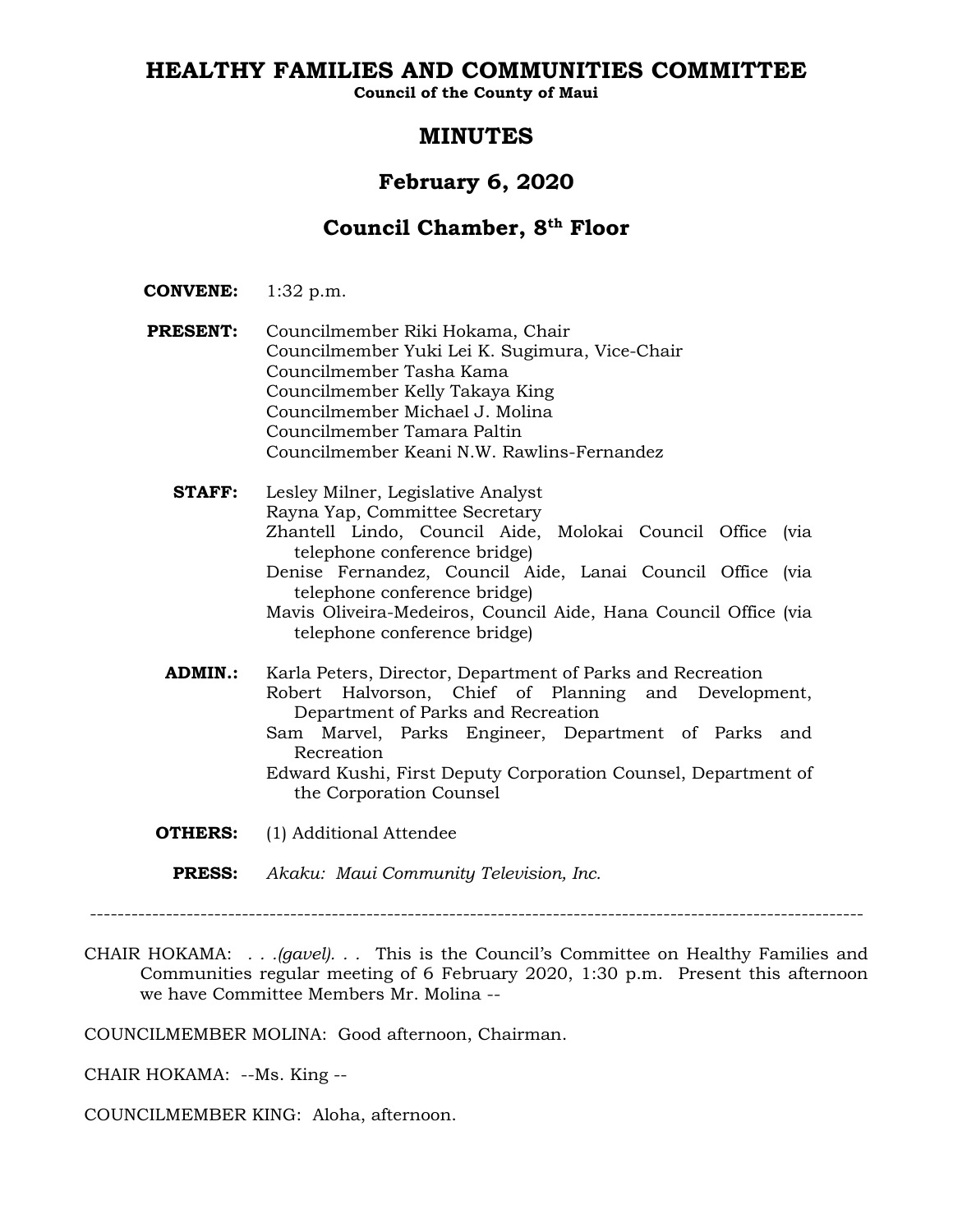# HEALTHY FAMILIES AND COMMUNITIES COMMITTEE

**Council of the County of Maui**

## MINUTES

## February 6, 2020

## Council Chamber, 8th Floor

**CONVENE:** 1:32 p.m.

**PRESENT:** Councilmember Riki Hokama, Chair
Councilmember Yuki Lei K. Sugimura, Vice-Chair
Councilmember Tasha Kama
Councilmember Kelly Takaya King
Councilmember Michael J. Molina
Councilmember Tamara Paltin
Councilmember Keani N.W. Rawlins-Fernandez

**STAFF:** Lesley Milner, Legislative Analyst
Rayna Yap, Committee Secretary
Zhantell Lindo, Council Aide, Molokai Council Office (via telephone conference bridge)
Denise Fernandez, Council Aide, Lanai Council Office (via telephone conference bridge)
Mavis Oliveira-Medeiros, Council Aide, Hana Council Office (via telephone conference bridge)

**ADMIN.:** Karla Peters, Director, Department of Parks and Recreation
Robert Halvorson, Chief of Planning and Development, Department of Parks and Recreation
Sam Marvel, Parks Engineer, Department of Parks and Recreation
Edward Kushi, First Deputy Corporation Counsel, Department of the Corporation Counsel

**OTHERS:** (1) Additional Attendee

**PRESS:** *Akaku: Maui Community Television, Inc.*

---

CHAIR HOKAMA: . . .*(gavel)*. . . This is the Council's Committee on Healthy Families and Communities regular meeting of 6 February 2020, 1:30 p.m. Present this afternoon we have Committee Members Mr. Molina --

COUNCILMEMBER MOLINA: Good afternoon, Chairman.

CHAIR HOKAMA: --Ms. King --

COUNCILMEMBER KING: Aloha, afternoon.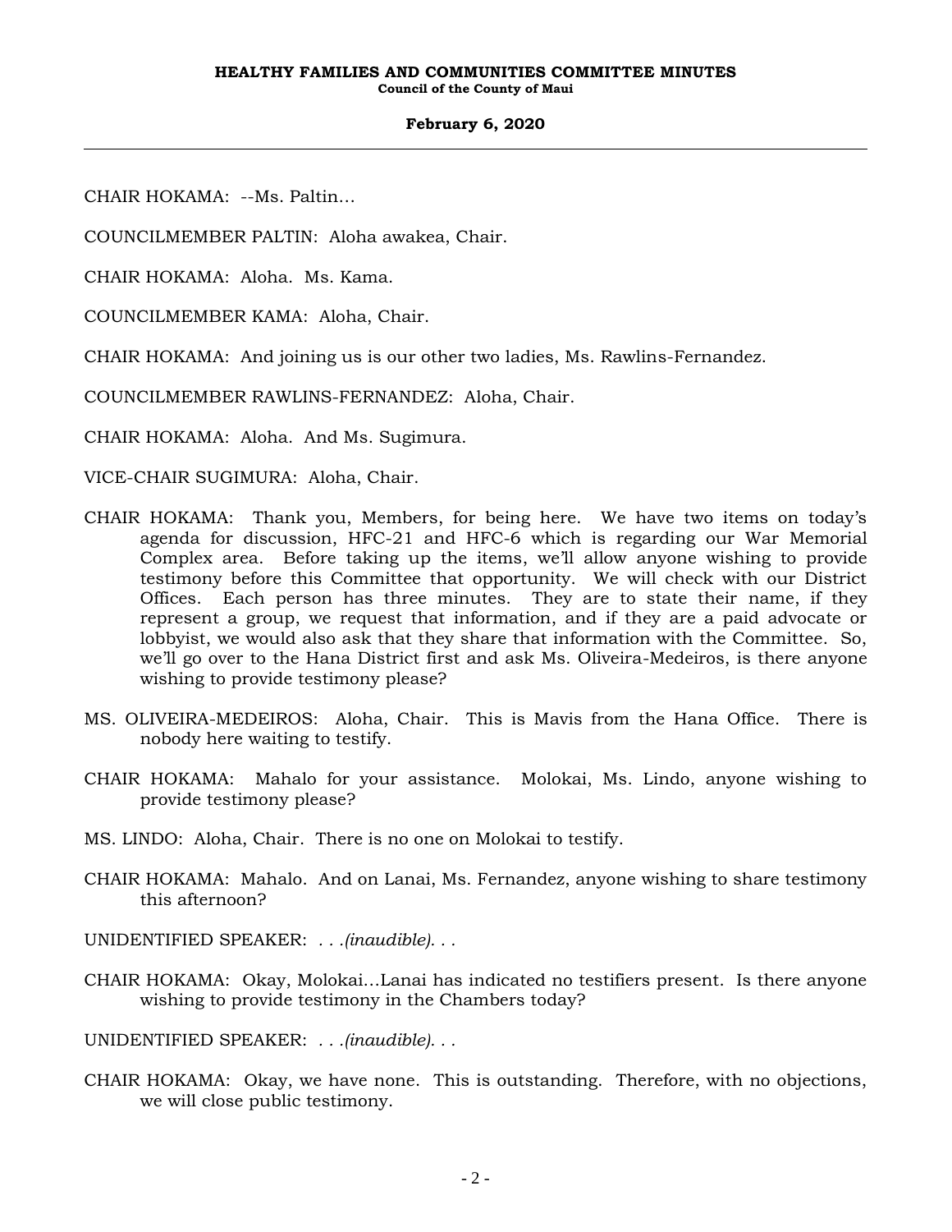CHAIR HOKAMA: --Ms. Paltin…

COUNCILMEMBER PALTIN: Aloha awakea, Chair.

CHAIR HOKAMA: Aloha. Ms. Kama.

COUNCILMEMBER KAMA: Aloha, Chair.

CHAIR HOKAMA: And joining us is our other two ladies, Ms. Rawlins-Fernandez.

COUNCILMEMBER RAWLINS-FERNANDEZ: Aloha, Chair.

CHAIR HOKAMA: Aloha. And Ms. Sugimura.

VICE-CHAIR SUGIMURA: Aloha, Chair.

CHAIR HOKAMA: Thank you, Members, for being here. We have two items on today's agenda for discussion, HFC-21 and HFC-6 which is regarding our War Memorial Complex area. Before taking up the items, we'll allow anyone wishing to provide testimony before this Committee that opportunity. We will check with our District Offices. Each person has three minutes. They are to state their name, if they represent a group, we request that information, and if they are a paid advocate or lobbyist, we would also ask that they share that information with the Committee. So, we'll go over to the Hana District first and ask Ms. Oliveira-Medeiros, is there anyone wishing to provide testimony please?

MS. OLIVEIRA-MEDEIROS: Aloha, Chair. This is Mavis from the Hana Office. There is nobody here waiting to testify.

CHAIR HOKAMA: Mahalo for your assistance. Molokai, Ms. Lindo, anyone wishing to provide testimony please?

MS. LINDO: Aloha, Chair. There is no one on Molokai to testify.

CHAIR HOKAMA: Mahalo. And on Lanai, Ms. Fernandez, anyone wishing to share testimony this afternoon?

UNIDENTIFIED SPEAKER: *. . .(inaudible). . .*

CHAIR HOKAMA: Okay, Molokai…Lanai has indicated no testifiers present. Is there anyone wishing to provide testimony in the Chambers today?

UNIDENTIFIED SPEAKER: *. . .(inaudible). . .*

CHAIR HOKAMA: Okay, we have none. This is outstanding. Therefore, with no objections, we will close public testimony.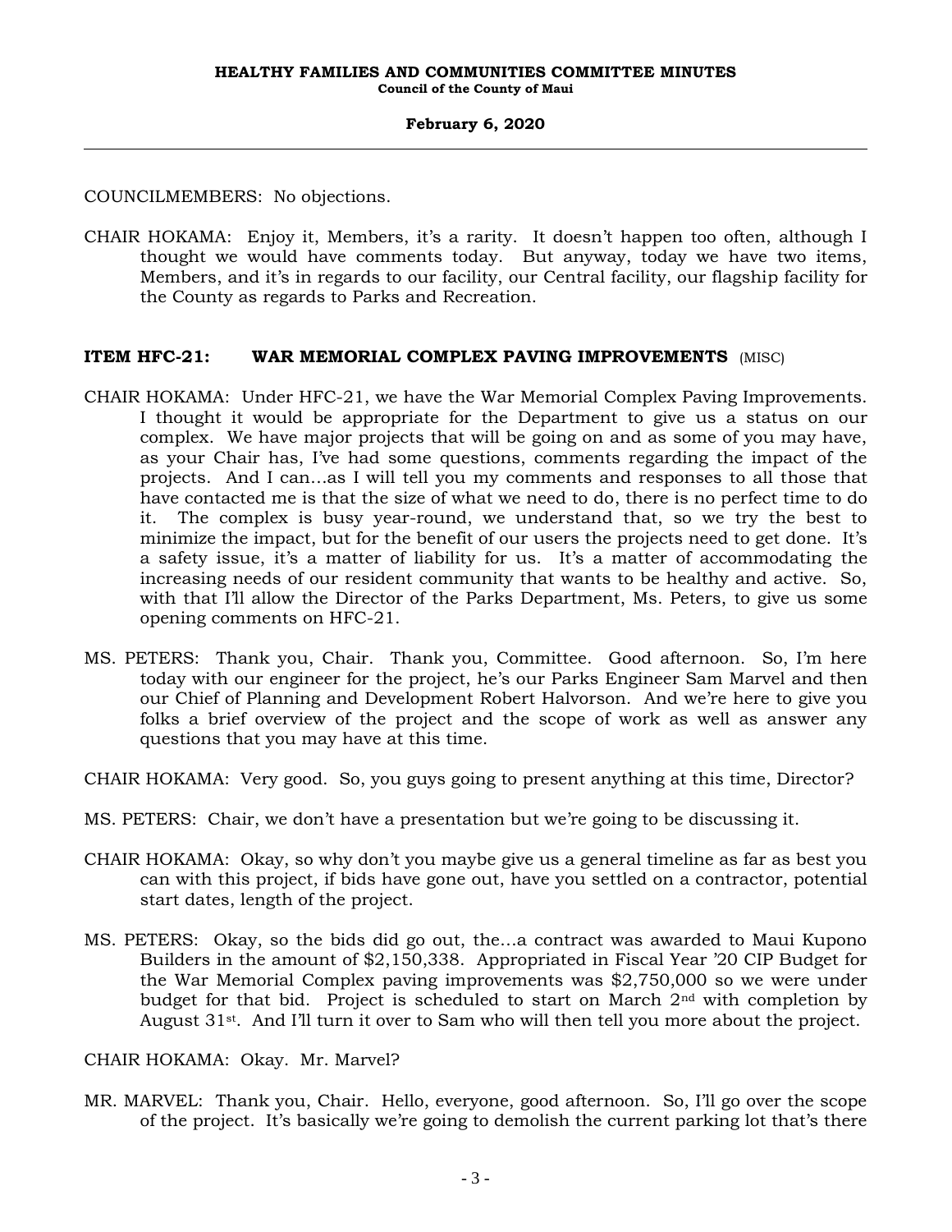COUNCILMEMBERS: No objections.

CHAIR HOKAMA: Enjoy it, Members, it's a rarity. It doesn't happen too often, although I thought we would have comments today. But anyway, today we have two items, Members, and it's in regards to our facility, our Central facility, our flagship facility for the County as regards to Parks and Recreation.

**ITEM HFC-21: WAR MEMORIAL COMPLEX PAVING IMPROVEMENTS** (MISC)

CHAIR HOKAMA: Under HFC-21, we have the War Memorial Complex Paving Improvements. I thought it would be appropriate for the Department to give us a status on our complex. We have major projects that will be going on and as some of you may have, as your Chair has, I've had some questions, comments regarding the impact of the projects. And I can...as I will tell you my comments and responses to all those that have contacted me is that the size of what we need to do, there is no perfect time to do it. The complex is busy year-round, we understand that, so we try the best to minimize the impact, but for the benefit of our users the projects need to get done. It's a safety issue, it's a matter of liability for us. It's a matter of accommodating the increasing needs of our resident community that wants to be healthy and active. So, with that I'll allow the Director of the Parks Department, Ms. Peters, to give us some opening comments on HFC-21.

MS. PETERS: Thank you, Chair. Thank you, Committee. Good afternoon. So, I'm here today with our engineer for the project, he's our Parks Engineer Sam Marvel and then our Chief of Planning and Development Robert Halvorson. And we're here to give you folks a brief overview of the project and the scope of work as well as answer any questions that you may have at this time.

CHAIR HOKAMA: Very good. So, you guys going to present anything at this time, Director?

MS. PETERS: Chair, we don't have a presentation but we're going to be discussing it.

CHAIR HOKAMA: Okay, so why don't you maybe give us a general timeline as far as best you can with this project, if bids have gone out, have you settled on a contractor, potential start dates, length of the project.

MS. PETERS: Okay, so the bids did go out, the...a contract was awarded to Maui Kupono Builders in the amount of $2,150,338. Appropriated in Fiscal Year '20 CIP Budget for the War Memorial Complex paving improvements was $2,750,000 so we were under budget for that bid. Project is scheduled to start on March 2nd with completion by August 31st. And I'll turn it over to Sam who will then tell you more about the project.

CHAIR HOKAMA: Okay. Mr. Marvel?

MR. MARVEL: Thank you, Chair. Hello, everyone, good afternoon. So, I'll go over the scope of the project. It's basically we're going to demolish the current parking lot that's there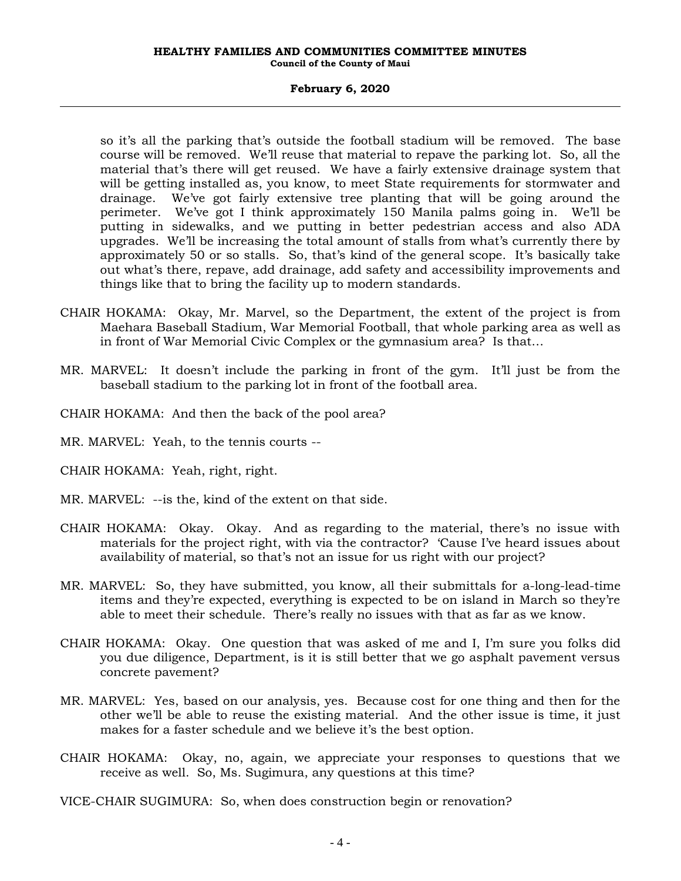so it's all the parking that's outside the football stadium will be removed. The base course will be removed. We'll reuse that material to repave the parking lot. So, all the material that's there will get reused. We have a fairly extensive drainage system that will be getting installed as, you know, to meet State requirements for stormwater and drainage. We've got fairly extensive tree planting that will be going around the perimeter. We've got I think approximately 150 Manila palms going in. We'll be putting in sidewalks, and we putting in better pedestrian access and also ADA upgrades. We'll be increasing the total amount of stalls from what's currently there by approximately 50 or so stalls. So, that's kind of the general scope. It's basically take out what's there, repave, add drainage, add safety and accessibility improvements and things like that to bring the facility up to modern standards.

CHAIR HOKAMA: Okay, Mr. Marvel, so the Department, the extent of the project is from Maehara Baseball Stadium, War Memorial Football, that whole parking area as well as in front of War Memorial Civic Complex or the gymnasium area? Is that...

MR. MARVEL: It doesn't include the parking in front of the gym. It'll just be from the baseball stadium to the parking lot in front of the football area.

CHAIR HOKAMA: And then the back of the pool area?

MR. MARVEL: Yeah, to the tennis courts --

CHAIR HOKAMA: Yeah, right, right.

MR. MARVEL: --is the, kind of the extent on that side.

CHAIR HOKAMA: Okay. Okay. And as regarding to the material, there's no issue with materials for the project right, with via the contractor? 'Cause I've heard issues about availability of material, so that's not an issue for us right with our project?

MR. MARVEL: So, they have submitted, you know, all their submittals for a-long-lead-time items and they're expected, everything is expected to be on island in March so they're able to meet their schedule. There's really no issues with that as far as we know.

CHAIR HOKAMA: Okay. One question that was asked of me and I, I'm sure you folks did you due diligence, Department, is it is still better that we go asphalt pavement versus concrete pavement?

MR. MARVEL: Yes, based on our analysis, yes. Because cost for one thing and then for the other we'll be able to reuse the existing material. And the other issue is time, it just makes for a faster schedule and we believe it's the best option.

CHAIR HOKAMA: Okay, no, again, we appreciate your responses to questions that we receive as well. So, Ms. Sugimura, any questions at this time?

VICE-CHAIR SUGIMURA: So, when does construction begin or renovation?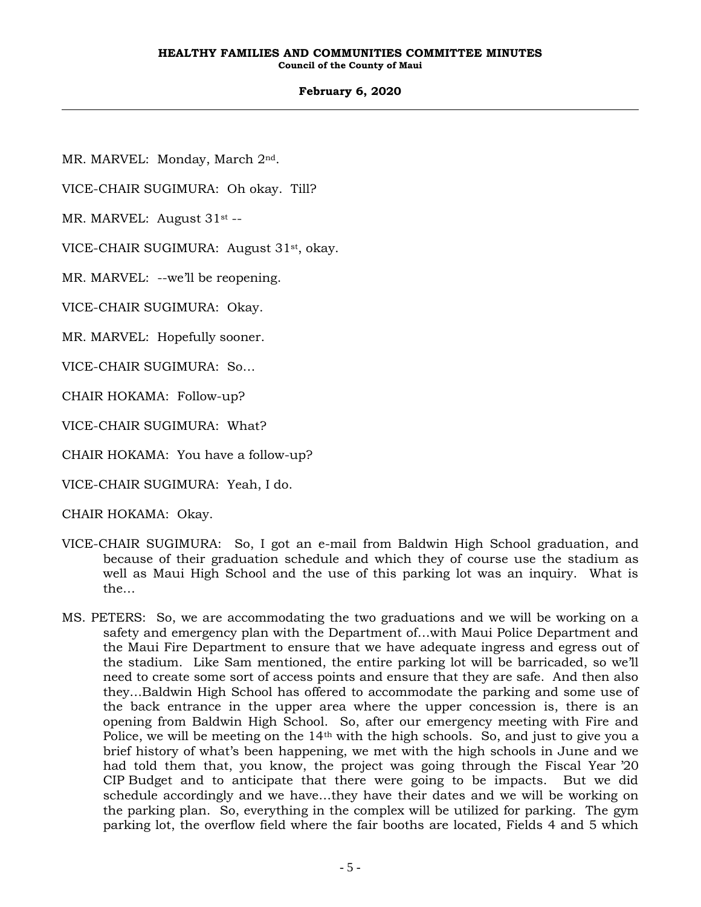MR. MARVEL: Monday, March 2nd.

VICE-CHAIR SUGIMURA: Oh okay. Till?

MR. MARVEL: August 31st --

VICE-CHAIR SUGIMURA: August 31st, okay.

MR. MARVEL: --we'll be reopening.

VICE-CHAIR SUGIMURA: Okay.

MR. MARVEL: Hopefully sooner.

VICE-CHAIR SUGIMURA: So...

CHAIR HOKAMA: Follow-up?

VICE-CHAIR SUGIMURA: What?

CHAIR HOKAMA: You have a follow-up?

VICE-CHAIR SUGIMURA: Yeah, I do.

CHAIR HOKAMA: Okay.

VICE-CHAIR SUGIMURA: So, I got an e-mail from Baldwin High School graduation, and because of their graduation schedule and which they of course use the stadium as well as Maui High School and the use of this parking lot was an inquiry. What is the...

MS. PETERS: So, we are accommodating the two graduations and we will be working on a safety and emergency plan with the Department of...with Maui Police Department and the Maui Fire Department to ensure that we have adequate ingress and egress out of the stadium. Like Sam mentioned, the entire parking lot will be barricaded, so we'll need to create some sort of access points and ensure that they are safe. And then also they...Baldwin High School has offered to accommodate the parking and some use of the back entrance in the upper area where the upper concession is, there is an opening from Baldwin High School. So, after our emergency meeting with Fire and Police, we will be meeting on the 14th with the high schools. So, and just to give you a brief history of what's been happening, we met with the high schools in June and we had told them that, you know, the project was going through the Fiscal Year '20 CIP Budget and to anticipate that there were going to be impacts. But we did schedule accordingly and we have...they have their dates and we will be working on the parking plan. So, everything in the complex will be utilized for parking. The gym parking lot, the overflow field where the fair booths are located, Fields 4 and 5 which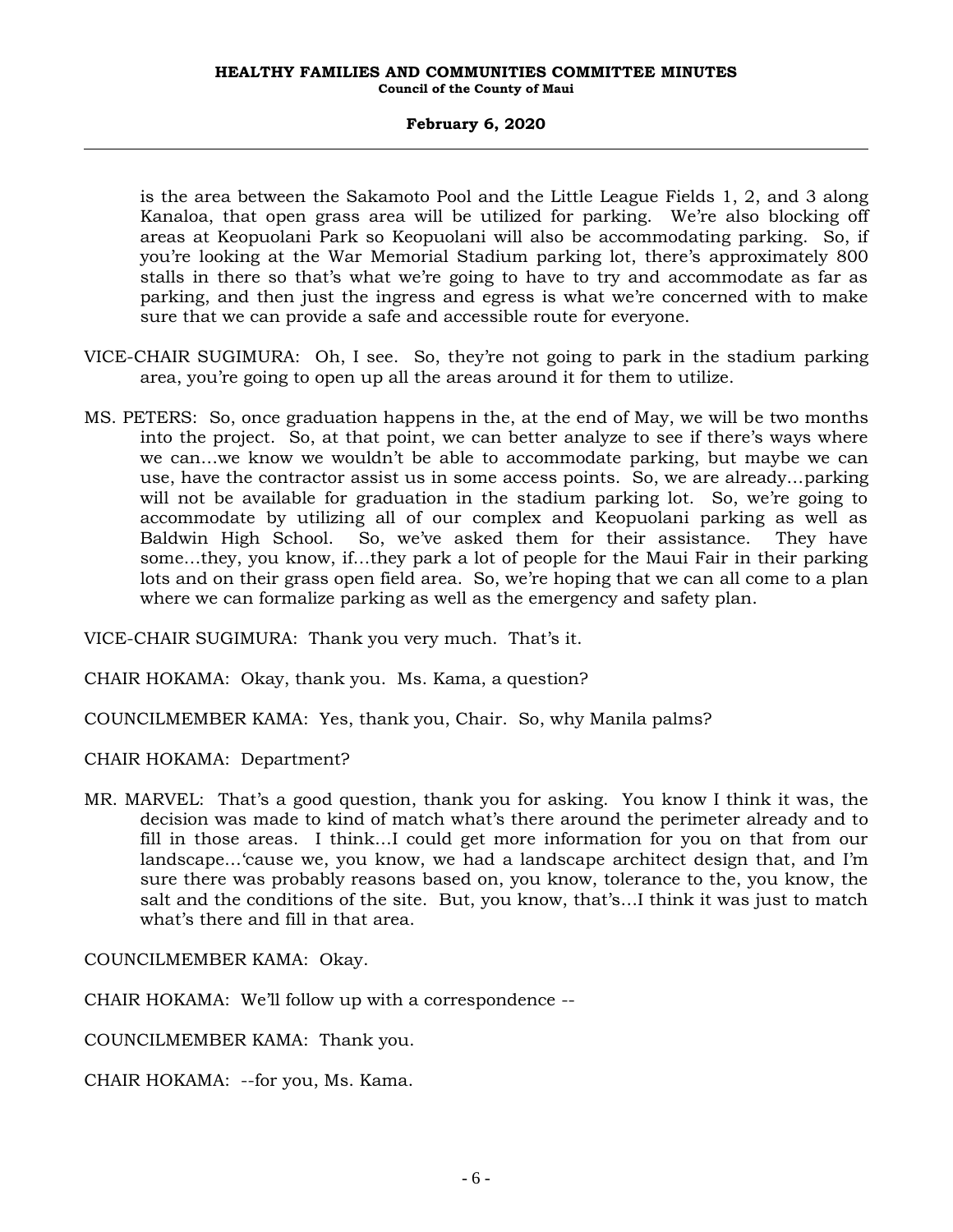is the area between the Sakamoto Pool and the Little League Fields 1, 2, and 3 along Kanaloa, that open grass area will be utilized for parking. We're also blocking off areas at Keopuolani Park so Keopuolani will also be accommodating parking. So, if you're looking at the War Memorial Stadium parking lot, there's approximately 800 stalls in there so that's what we're going to have to try and accommodate as far as parking, and then just the ingress and egress is what we're concerned with to make sure that we can provide a safe and accessible route for everyone.

VICE-CHAIR SUGIMURA: Oh, I see. So, they're not going to park in the stadium parking area, you're going to open up all the areas around it for them to utilize.

MS. PETERS: So, once graduation happens in the, at the end of May, we will be two months into the project. So, at that point, we can better analyze to see if there's ways where we can…we know we wouldn't be able to accommodate parking, but maybe we can use, have the contractor assist us in some access points. So, we are already…parking will not be available for graduation in the stadium parking lot. So, we're going to accommodate by utilizing all of our complex and Keopuolani parking as well as Baldwin High School. So, we've asked them for their assistance. They have some…they, you know, if…they park a lot of people for the Maui Fair in their parking lots and on their grass open field area. So, we're hoping that we can all come to a plan where we can formalize parking as well as the emergency and safety plan.

VICE-CHAIR SUGIMURA: Thank you very much. That's it.

CHAIR HOKAMA: Okay, thank you. Ms. Kama, a question?

COUNCILMEMBER KAMA: Yes, thank you, Chair. So, why Manila palms?

CHAIR HOKAMA: Department?

MR. MARVEL: That's a good question, thank you for asking. You know I think it was, the decision was made to kind of match what's there around the perimeter already and to fill in those areas. I think…I could get more information for you on that from our landscape…'cause we, you know, we had a landscape architect design that, and I'm sure there was probably reasons based on, you know, tolerance to the, you know, the salt and the conditions of the site. But, you know, that's…I think it was just to match what's there and fill in that area.

COUNCILMEMBER KAMA: Okay.

CHAIR HOKAMA: We'll follow up with a correspondence --

COUNCILMEMBER KAMA: Thank you.

CHAIR HOKAMA: --for you, Ms. Kama.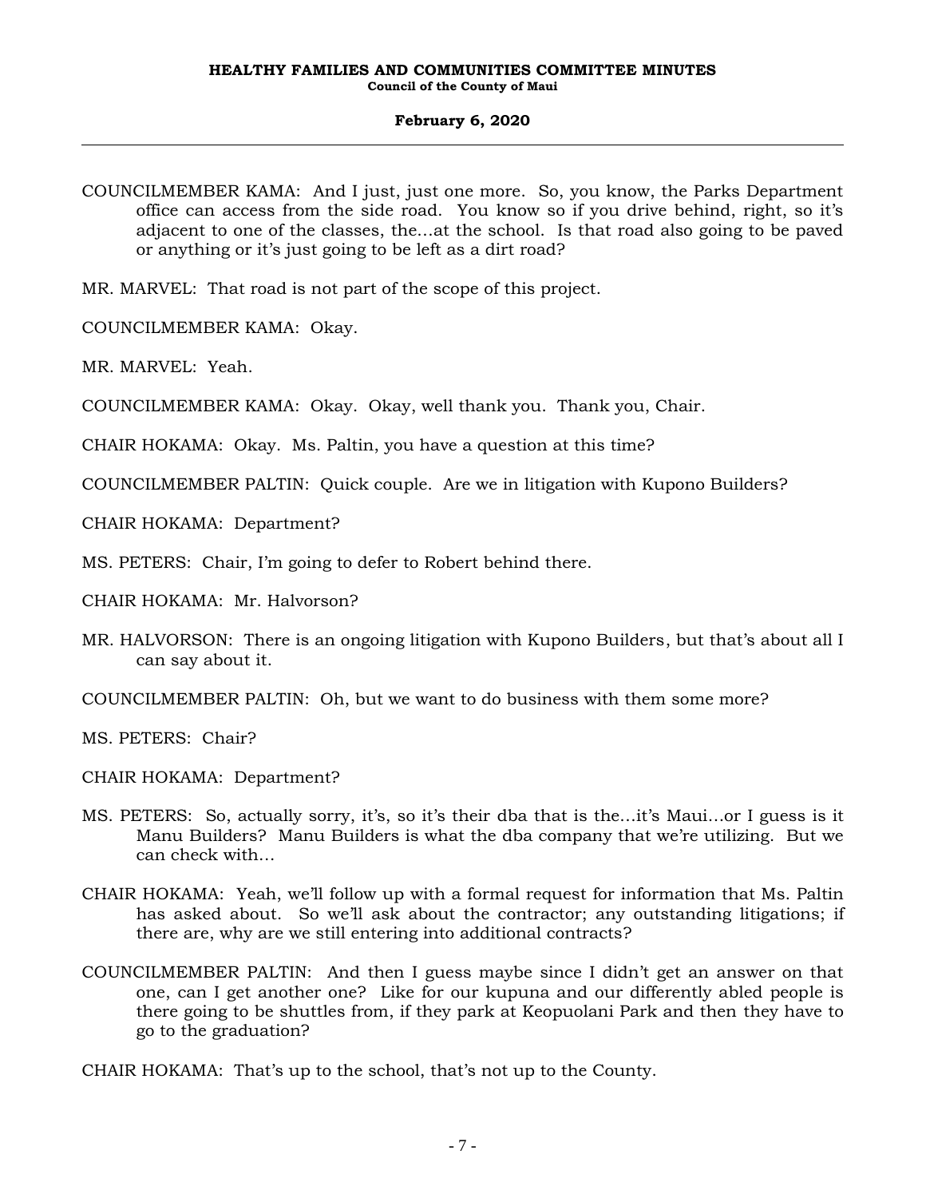COUNCILMEMBER KAMA: And I just, just one more. So, you know, the Parks Department office can access from the side road. You know so if you drive behind, right, so it's adjacent to one of the classes, the...at the school. Is that road also going to be paved or anything or it's just going to be left as a dirt road?

MR. MARVEL: That road is not part of the scope of this project.

COUNCILMEMBER KAMA: Okay.

MR. MARVEL: Yeah.

COUNCILMEMBER KAMA: Okay. Okay, well thank you. Thank you, Chair.

CHAIR HOKAMA: Okay. Ms. Paltin, you have a question at this time?

COUNCILMEMBER PALTIN: Quick couple. Are we in litigation with Kupono Builders?

CHAIR HOKAMA: Department?

MS. PETERS: Chair, I'm going to defer to Robert behind there.

CHAIR HOKAMA: Mr. Halvorson?

MR. HALVORSON: There is an ongoing litigation with Kupono Builders, but that's about all I can say about it.

COUNCILMEMBER PALTIN: Oh, but we want to do business with them some more?

MS. PETERS: Chair?

CHAIR HOKAMA: Department?

MS. PETERS: So, actually sorry, it's, so it's their dba that is the...it's Maui...or I guess is it Manu Builders? Manu Builders is what the dba company that we're utilizing. But we can check with...

CHAIR HOKAMA: Yeah, we'll follow up with a formal request for information that Ms. Paltin has asked about. So we'll ask about the contractor; any outstanding litigations; if there are, why are we still entering into additional contracts?

COUNCILMEMBER PALTIN: And then I guess maybe since I didn't get an answer on that one, can I get another one? Like for our kupuna and our differently abled people is there going to be shuttles from, if they park at Keopuolani Park and then they have to go to the graduation?

CHAIR HOKAMA: That's up to the school, that's not up to the County.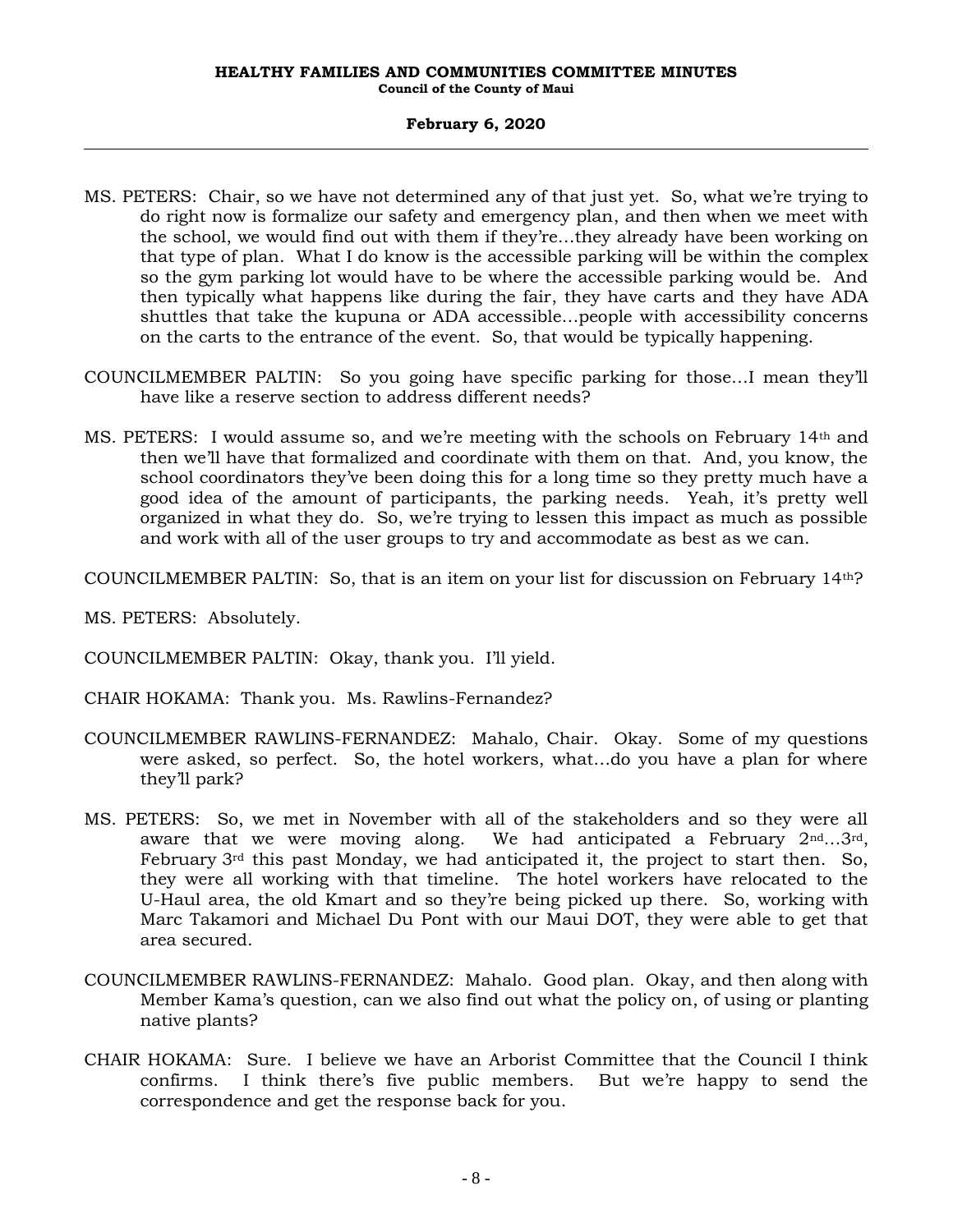MS. PETERS: Chair, so we have not determined any of that just yet. So, what we're trying to do right now is formalize our safety and emergency plan, and then when we meet with the school, we would find out with them if they're...they already have been working on that type of plan. What I do know is the accessible parking will be within the complex so the gym parking lot would have to be where the accessible parking would be. And then typically what happens like during the fair, they have carts and they have ADA shuttles that take the kupuna or ADA accessible...people with accessibility concerns on the carts to the entrance of the event. So, that would be typically happening.

COUNCILMEMBER PALTIN: So you going have specific parking for those...I mean they'll have like a reserve section to address different needs?

MS. PETERS: I would assume so, and we're meeting with the schools on February 14th and then we'll have that formalized and coordinate with them on that. And, you know, the school coordinators they've been doing this for a long time so they pretty much have a good idea of the amount of participants, the parking needs. Yeah, it's pretty well organized in what they do. So, we're trying to lessen this impact as much as possible and work with all of the user groups to try and accommodate as best as we can.

COUNCILMEMBER PALTIN: So, that is an item on your list for discussion on February 14th?

MS. PETERS: Absolutely.

COUNCILMEMBER PALTIN: Okay, thank you. I'll yield.

CHAIR HOKAMA: Thank you. Ms. Rawlins-Fernandez?

COUNCILMEMBER RAWLINS-FERNANDEZ: Mahalo, Chair. Okay. Some of my questions were asked, so perfect. So, the hotel workers, what...do you have a plan for where they'll park?

MS. PETERS: So, we met in November with all of the stakeholders and so they were all aware that we were moving along. We had anticipated a February 2nd...3rd, February 3rd this past Monday, we had anticipated it, the project to start then. So, they were all working with that timeline. The hotel workers have relocated to the U-Haul area, the old Kmart and so they're being picked up there. So, working with Marc Takamori and Michael Du Pont with our Maui DOT, they were able to get that area secured.

COUNCILMEMBER RAWLINS-FERNANDEZ: Mahalo. Good plan. Okay, and then along with Member Kama's question, can we also find out what the policy on, of using or planting native plants?

CHAIR HOKAMA: Sure. I believe we have an Arborist Committee that the Council I think confirms. I think there's five public members. But we're happy to send the correspondence and get the response back for you.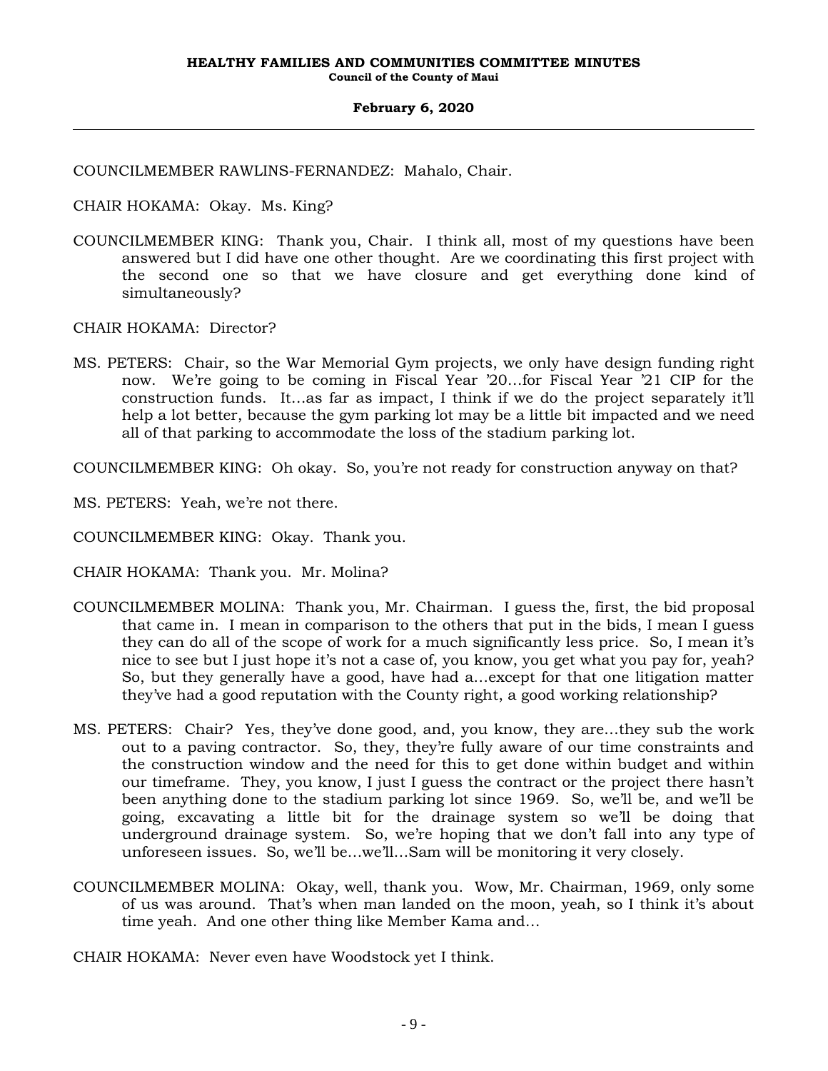COUNCILMEMBER RAWLINS-FERNANDEZ: Mahalo, Chair.

CHAIR HOKAMA: Okay. Ms. King?

COUNCILMEMBER KING: Thank you, Chair. I think all, most of my questions have been answered but I did have one other thought. Are we coordinating this first project with the second one so that we have closure and get everything done kind of simultaneously?

CHAIR HOKAMA: Director?

MS. PETERS: Chair, so the War Memorial Gym projects, we only have design funding right now. We're going to be coming in Fiscal Year '20...for Fiscal Year '21 CIP for the construction funds. It...as far as impact, I think if we do the project separately it'll help a lot better, because the gym parking lot may be a little bit impacted and we need all of that parking to accommodate the loss of the stadium parking lot.

COUNCILMEMBER KING: Oh okay. So, you're not ready for construction anyway on that?

MS. PETERS: Yeah, we're not there.

COUNCILMEMBER KING: Okay. Thank you.

CHAIR HOKAMA: Thank you. Mr. Molina?

COUNCILMEMBER MOLINA: Thank you, Mr. Chairman. I guess the, first, the bid proposal that came in. I mean in comparison to the others that put in the bids, I mean I guess they can do all of the scope of work for a much significantly less price. So, I mean it's nice to see but I just hope it's not a case of, you know, you get what you pay for, yeah? So, but they generally have a good, have had a...except for that one litigation matter they've had a good reputation with the County right, a good working relationship?

MS. PETERS: Chair? Yes, they've done good, and, you know, they are...they sub the work out to a paving contractor. So, they, they're fully aware of our time constraints and the construction window and the need for this to get done within budget and within our timeframe. They, you know, I just I guess the contract or the project there hasn't been anything done to the stadium parking lot since 1969. So, we'll be, and we'll be going, excavating a little bit for the drainage system so we'll be doing that underground drainage system. So, we're hoping that we don't fall into any type of unforeseen issues. So, we'll be...we'll...Sam will be monitoring it very closely.

COUNCILMEMBER MOLINA: Okay, well, thank you. Wow, Mr. Chairman, 1969, only some of us was around. That's when man landed on the moon, yeah, so I think it's about time yeah. And one other thing like Member Kama and...

CHAIR HOKAMA: Never even have Woodstock yet I think.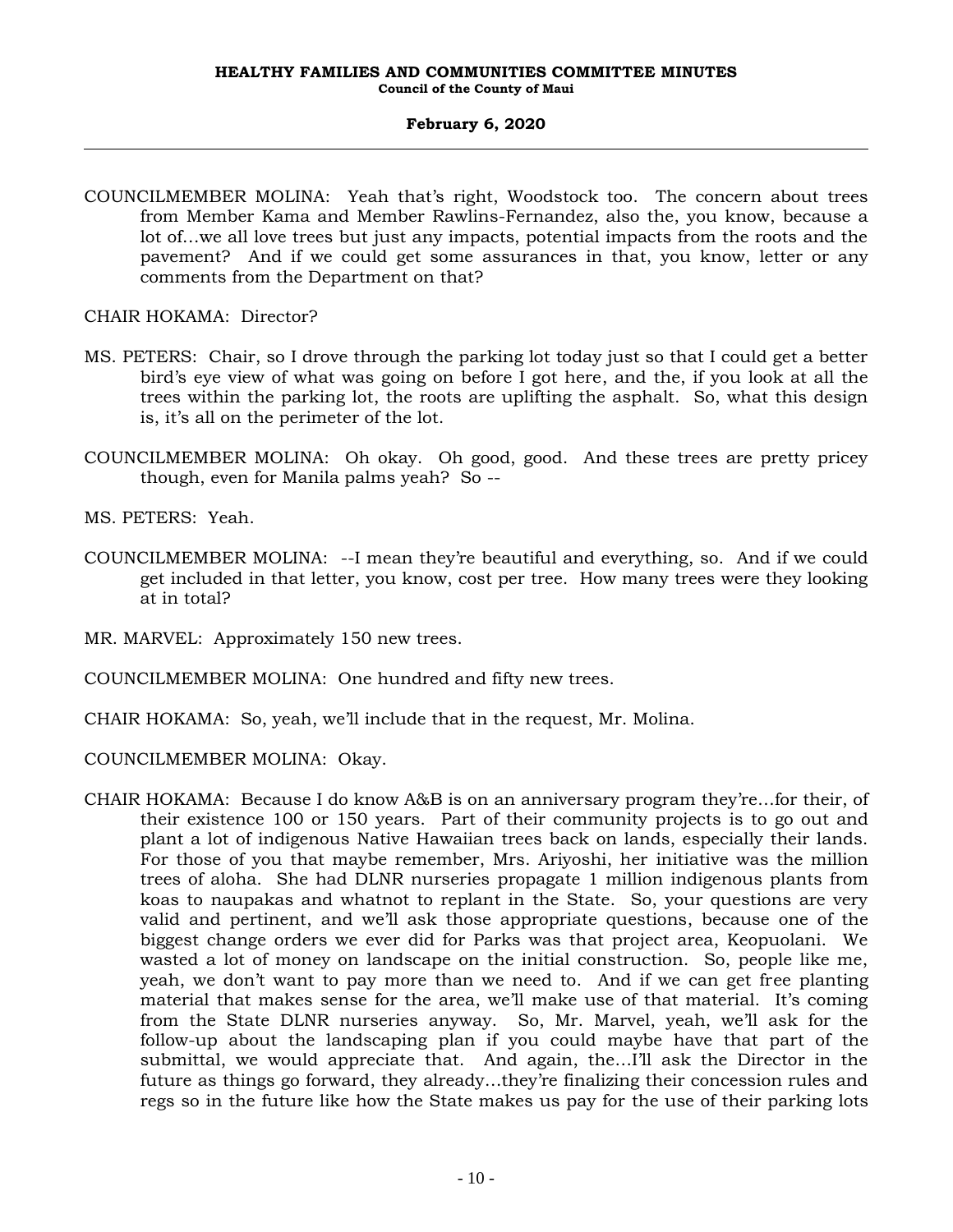COUNCILMEMBER MOLINA: Yeah that's right, Woodstock too. The concern about trees from Member Kama and Member Rawlins-Fernandez, also the, you know, because a lot of…we all love trees but just any impacts, potential impacts from the roots and the pavement? And if we could get some assurances in that, you know, letter or any comments from the Department on that?

CHAIR HOKAMA: Director?

MS. PETERS: Chair, so I drove through the parking lot today just so that I could get a better bird's eye view of what was going on before I got here, and the, if you look at all the trees within the parking lot, the roots are uplifting the asphalt. So, what this design is, it's all on the perimeter of the lot.

COUNCILMEMBER MOLINA: Oh okay. Oh good, good. And these trees are pretty pricey though, even for Manila palms yeah? So --

MS. PETERS: Yeah.

COUNCILMEMBER MOLINA: --I mean they're beautiful and everything, so. And if we could get included in that letter, you know, cost per tree. How many trees were they looking at in total?

MR. MARVEL: Approximately 150 new trees.

COUNCILMEMBER MOLINA: One hundred and fifty new trees.

CHAIR HOKAMA: So, yeah, we'll include that in the request, Mr. Molina.

COUNCILMEMBER MOLINA: Okay.

CHAIR HOKAMA: Because I do know A&B is on an anniversary program they're…for their, of their existence 100 or 150 years. Part of their community projects is to go out and plant a lot of indigenous Native Hawaiian trees back on lands, especially their lands. For those of you that maybe remember, Mrs. Ariyoshi, her initiative was the million trees of aloha. She had DLNR nurseries propagate 1 million indigenous plants from koas to naupakas and whatnot to replant in the State. So, your questions are very valid and pertinent, and we'll ask those appropriate questions, because one of the biggest change orders we ever did for Parks was that project area, Keopuolani. We wasted a lot of money on landscape on the initial construction. So, people like me, yeah, we don't want to pay more than we need to. And if we can get free planting material that makes sense for the area, we'll make use of that material. It's coming from the State DLNR nurseries anyway. So, Mr. Marvel, yeah, we'll ask for the follow-up about the landscaping plan if you could maybe have that part of the submittal, we would appreciate that. And again, the…I'll ask the Director in the future as things go forward, they already…they're finalizing their concession rules and regs so in the future like how the State makes us pay for the use of their parking lots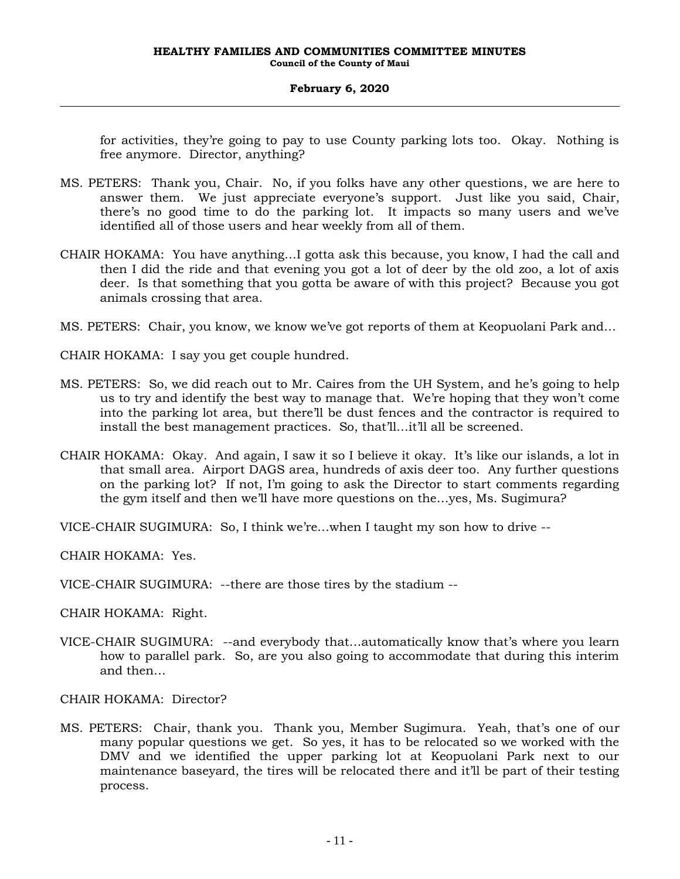for activities, they're going to pay to use County parking lots too. Okay. Nothing is free anymore. Director, anything?

MS. PETERS: Thank you, Chair. No, if you folks have any other questions, we are here to answer them. We just appreciate everyone's support. Just like you said, Chair, there's no good time to do the parking lot. It impacts so many users and we've identified all of those users and hear weekly from all of them.

CHAIR HOKAMA: You have anything...I gotta ask this because, you know, I had the call and then I did the ride and that evening you got a lot of deer by the old zoo, a lot of axis deer. Is that something that you gotta be aware of with this project? Because you got animals crossing that area.

MS. PETERS: Chair, you know, we know we've got reports of them at Keopuolani Park and...

CHAIR HOKAMA: I say you get couple hundred.

MS. PETERS: So, we did reach out to Mr. Caires from the UH System, and he's going to help us to try and identify the best way to manage that. We're hoping that they won't come into the parking lot area, but there'll be dust fences and the contractor is required to install the best management practices. So, that'll...it'll all be screened.

CHAIR HOKAMA: Okay. And again, I saw it so I believe it okay. It's like our islands, a lot in that small area. Airport DAGS area, hundreds of axis deer too. Any further questions on the parking lot? If not, I'm going to ask the Director to start comments regarding the gym itself and then we'll have more questions on the...yes, Ms. Sugimura?

VICE-CHAIR SUGIMURA: So, I think we're...when I taught my son how to drive --

CHAIR HOKAMA: Yes.

VICE-CHAIR SUGIMURA: --there are those tires by the stadium --

CHAIR HOKAMA: Right.

VICE-CHAIR SUGIMURA: --and everybody that...automatically know that's where you learn how to parallel park. So, are you also going to accommodate that during this interim and then...

CHAIR HOKAMA: Director?

MS. PETERS: Chair, thank you. Thank you, Member Sugimura. Yeah, that's one of our many popular questions we get. So yes, it has to be relocated so we worked with the DMV and we identified the upper parking lot at Keopuolani Park next to our maintenance baseyard, the tires will be relocated there and it'll be part of their testing process.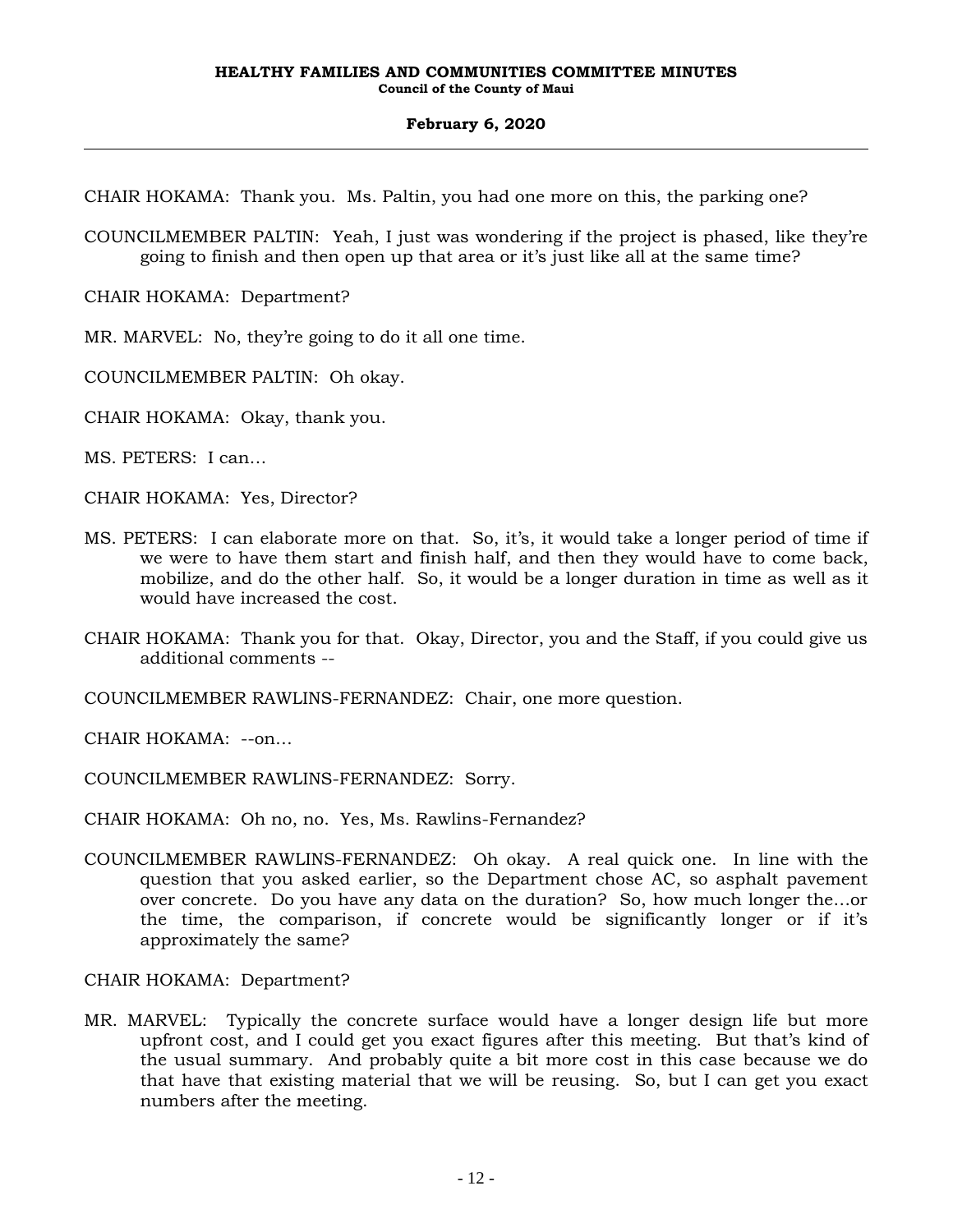CHAIR HOKAMA: Thank you. Ms. Paltin, you had one more on this, the parking one?

COUNCILMEMBER PALTIN: Yeah, I just was wondering if the project is phased, like they're going to finish and then open up that area or it's just like all at the same time?

CHAIR HOKAMA: Department?

MR. MARVEL: No, they're going to do it all one time.

COUNCILMEMBER PALTIN: Oh okay.

CHAIR HOKAMA: Okay, thank you.

MS. PETERS: I can…

CHAIR HOKAMA: Yes, Director?

MS. PETERS: I can elaborate more on that. So, it's, it would take a longer period of time if we were to have them start and finish half, and then they would have to come back, mobilize, and do the other half. So, it would be a longer duration in time as well as it would have increased the cost.

CHAIR HOKAMA: Thank you for that. Okay, Director, you and the Staff, if you could give us additional comments --

COUNCILMEMBER RAWLINS-FERNANDEZ: Chair, one more question.

CHAIR HOKAMA: --on…

COUNCILMEMBER RAWLINS-FERNANDEZ: Sorry.

CHAIR HOKAMA: Oh no, no. Yes, Ms. Rawlins-Fernandez?

COUNCILMEMBER RAWLINS-FERNANDEZ: Oh okay. A real quick one. In line with the question that you asked earlier, so the Department chose AC, so asphalt pavement over concrete. Do you have any data on the duration? So, how much longer the…or the time, the comparison, if concrete would be significantly longer or if it's approximately the same?

CHAIR HOKAMA: Department?

MR. MARVEL: Typically the concrete surface would have a longer design life but more upfront cost, and I could get you exact figures after this meeting. But that's kind of the usual summary. And probably quite a bit more cost in this case because we do that have that existing material that we will be reusing. So, but I can get you exact numbers after the meeting.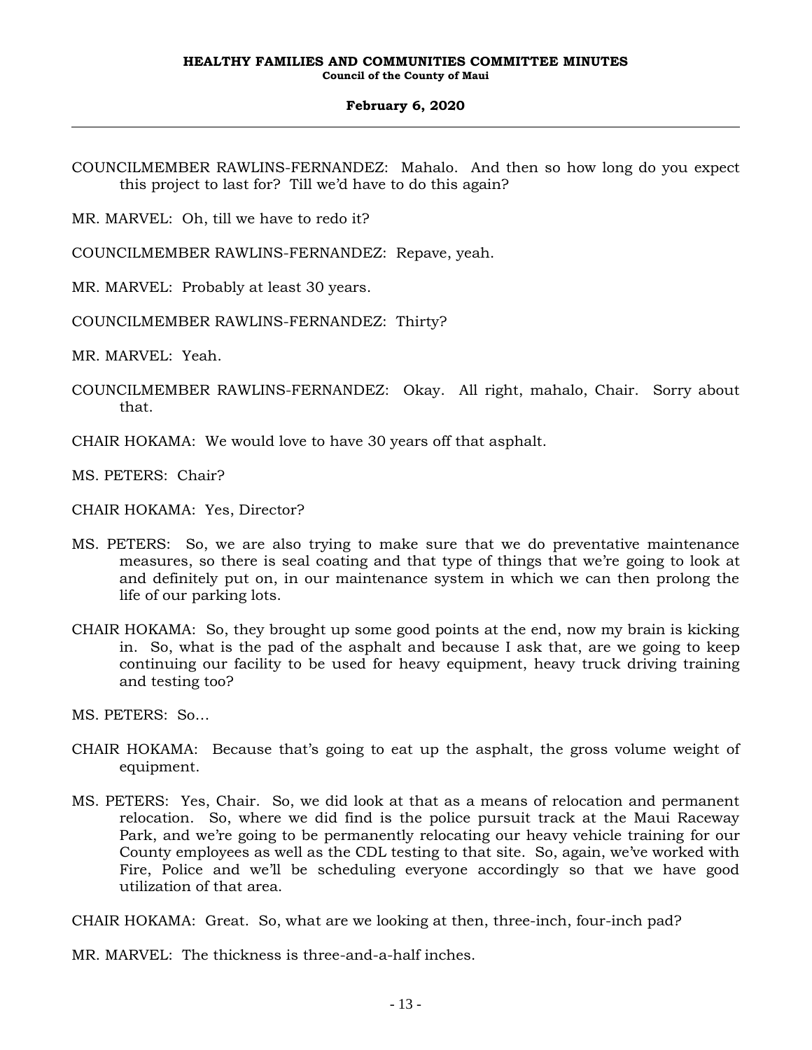COUNCILMEMBER RAWLINS-FERNANDEZ: Mahalo. And then so how long do you expect this project to last for? Till we'd have to do this again?

MR. MARVEL: Oh, till we have to redo it?

COUNCILMEMBER RAWLINS-FERNANDEZ: Repave, yeah.

MR. MARVEL: Probably at least 30 years.

COUNCILMEMBER RAWLINS-FERNANDEZ: Thirty?

MR. MARVEL: Yeah.

COUNCILMEMBER RAWLINS-FERNANDEZ: Okay. All right, mahalo, Chair. Sorry about that.

CHAIR HOKAMA: We would love to have 30 years off that asphalt.

MS. PETERS: Chair?

CHAIR HOKAMA: Yes, Director?

MS. PETERS: So, we are also trying to make sure that we do preventative maintenance measures, so there is seal coating and that type of things that we're going to look at and definitely put on, in our maintenance system in which we can then prolong the life of our parking lots.

CHAIR HOKAMA: So, they brought up some good points at the end, now my brain is kicking in. So, what is the pad of the asphalt and because I ask that, are we going to keep continuing our facility to be used for heavy equipment, heavy truck driving training and testing too?

MS. PETERS: So...

CHAIR HOKAMA: Because that's going to eat up the asphalt, the gross volume weight of equipment.

MS. PETERS: Yes, Chair. So, we did look at that as a means of relocation and permanent relocation. So, where we did find is the police pursuit track at the Maui Raceway Park, and we're going to be permanently relocating our heavy vehicle training for our County employees as well as the CDL testing to that site. So, again, we've worked with Fire, Police and we'll be scheduling everyone accordingly so that we have good utilization of that area.

CHAIR HOKAMA: Great. So, what are we looking at then, three-inch, four-inch pad?

MR. MARVEL: The thickness is three-and-a-half inches.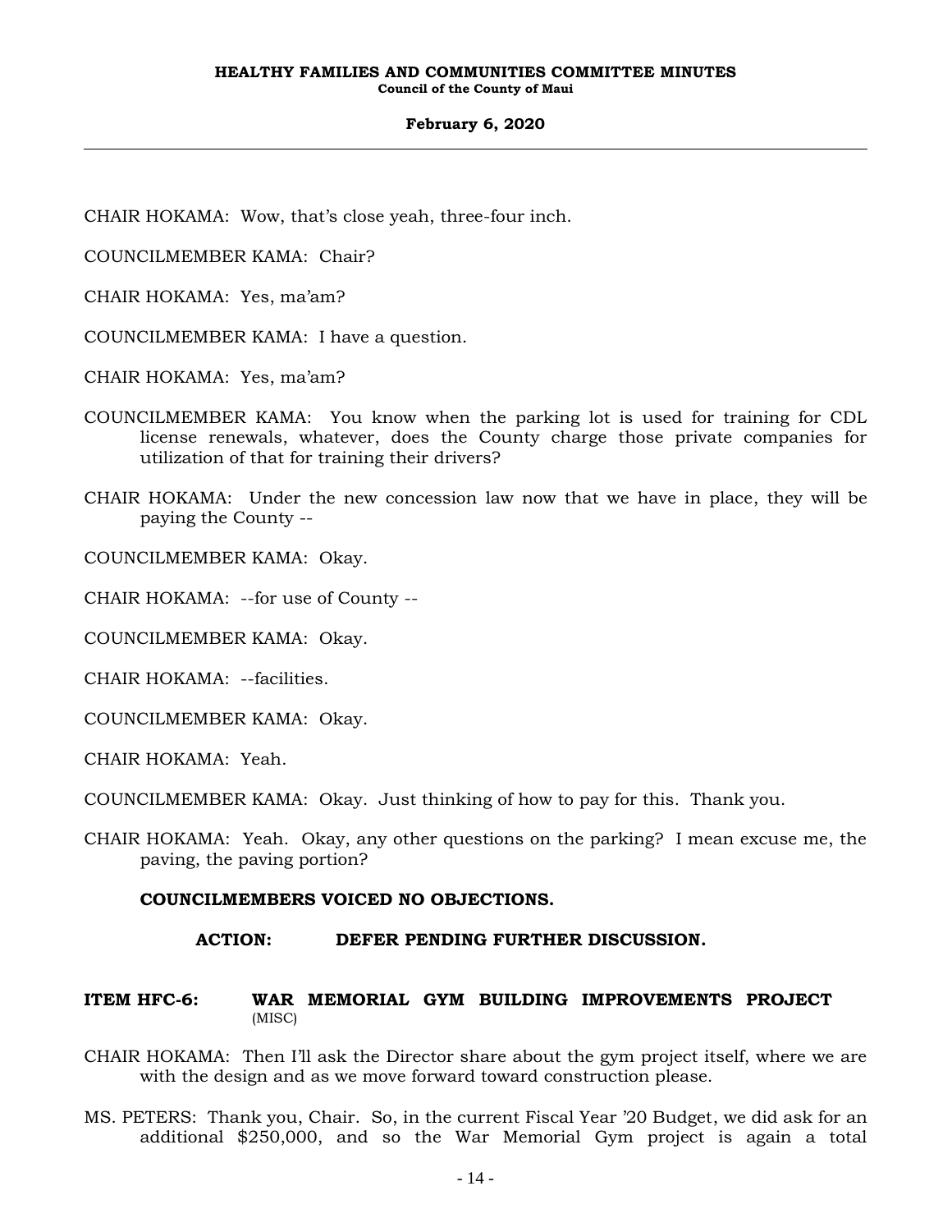CHAIR HOKAMA: Wow, that's close yeah, three-four inch.

COUNCILMEMBER KAMA: Chair?

CHAIR HOKAMA: Yes, ma'am?

COUNCILMEMBER KAMA: I have a question.

CHAIR HOKAMA: Yes, ma'am?

COUNCILMEMBER KAMA: You know when the parking lot is used for training for CDL license renewals, whatever, does the County charge those private companies for utilization of that for training their drivers?

CHAIR HOKAMA: Under the new concession law now that we have in place, they will be paying the County --

COUNCILMEMBER KAMA: Okay.

CHAIR HOKAMA: --for use of County --

COUNCILMEMBER KAMA: Okay.

CHAIR HOKAMA: --facilities.

COUNCILMEMBER KAMA: Okay.

CHAIR HOKAMA: Yeah.

COUNCILMEMBER KAMA: Okay. Just thinking of how to pay for this. Thank you.

CHAIR HOKAMA: Yeah. Okay, any other questions on the parking? I mean excuse me, the paving, the paving portion?

**COUNCILMEMBERS VOICED NO OBJECTIONS.**

**ACTION: DEFER PENDING FURTHER DISCUSSION.**

**ITEM HFC-6: WAR MEMORIAL GYM BUILDING IMPROVEMENTS PROJECT** (MISC)

CHAIR HOKAMA: Then I'll ask the Director share about the gym project itself, where we are with the design and as we move forward toward construction please.

MS. PETERS: Thank you, Chair. So, in the current Fiscal Year '20 Budget, we did ask for an additional $250,000, and so the War Memorial Gym project is again a total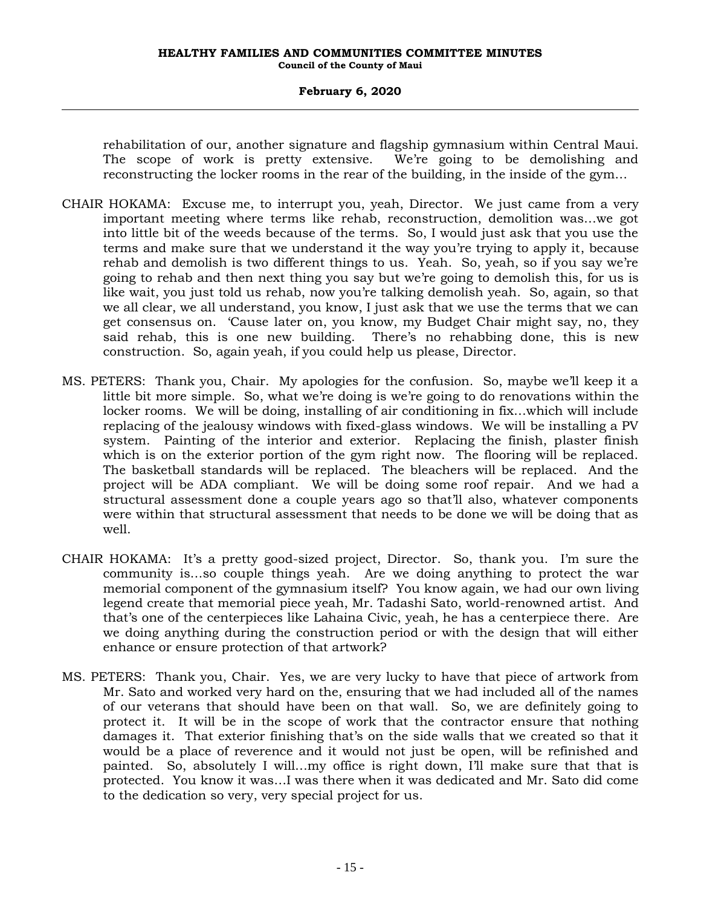rehabilitation of our, another signature and flagship gymnasium within Central Maui. The scope of work is pretty extensive. We're going to be demolishing and reconstructing the locker rooms in the rear of the building, in the inside of the gym...

CHAIR HOKAMA: Excuse me, to interrupt you, yeah, Director. We just came from a very important meeting where terms like rehab, reconstruction, demolition was...we got into little bit of the weeds because of the terms. So, I would just ask that you use the terms and make sure that we understand it the way you're trying to apply it, because rehab and demolish is two different things to us. Yeah. So, yeah, so if you say we're going to rehab and then next thing you say but we're going to demolish this, for us is like wait, you just told us rehab, now you're talking demolish yeah. So, again, so that we all clear, we all understand, you know, I just ask that we use the terms that we can get consensus on. 'Cause later on, you know, my Budget Chair might say, no, they said rehab, this is one new building. There's no rehabbing done, this is new construction. So, again yeah, if you could help us please, Director.

MS. PETERS: Thank you, Chair. My apologies for the confusion. So, maybe we'll keep it a little bit more simple. So, what we're doing is we're going to do renovations within the locker rooms. We will be doing, installing of air conditioning in fix...which will include replacing of the jealousy windows with fixed-glass windows. We will be installing a PV system. Painting of the interior and exterior. Replacing the finish, plaster finish which is on the exterior portion of the gym right now. The flooring will be replaced. The basketball standards will be replaced. The bleachers will be replaced. And the project will be ADA compliant. We will be doing some roof repair. And we had a structural assessment done a couple years ago so that'll also, whatever components were within that structural assessment that needs to be done we will be doing that as well.

CHAIR HOKAMA: It's a pretty good-sized project, Director. So, thank you. I'm sure the community is...so couple things yeah. Are we doing anything to protect the war memorial component of the gymnasium itself? You know again, we had our own living legend create that memorial piece yeah, Mr. Tadashi Sato, world-renowned artist. And that's one of the centerpieces like Lahaina Civic, yeah, he has a centerpiece there. Are we doing anything during the construction period or with the design that will either enhance or ensure protection of that artwork?

MS. PETERS: Thank you, Chair. Yes, we are very lucky to have that piece of artwork from Mr. Sato and worked very hard on the, ensuring that we had included all of the names of our veterans that should have been on that wall. So, we are definitely going to protect it. It will be in the scope of work that the contractor ensure that nothing damages it. That exterior finishing that's on the side walls that we created so that it would be a place of reverence and it would not just be open, will be refinished and painted. So, absolutely I will...my office is right down, I'll make sure that that is protected. You know it was...I was there when it was dedicated and Mr. Sato did come to the dedication so very, very special project for us.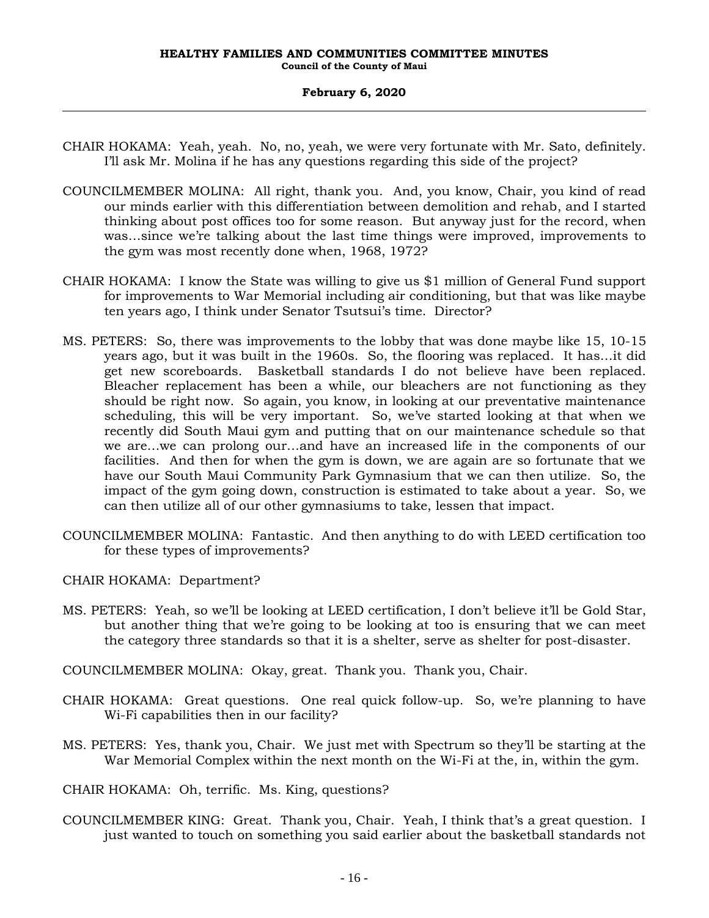CHAIR HOKAMA: Yeah, yeah. No, no, yeah, we were very fortunate with Mr. Sato, definitely. I'll ask Mr. Molina if he has any questions regarding this side of the project?

COUNCILMEMBER MOLINA: All right, thank you. And, you know, Chair, you kind of read our minds earlier with this differentiation between demolition and rehab, and I started thinking about post offices too for some reason. But anyway just for the record, when was...since we're talking about the last time things were improved, improvements to the gym was most recently done when, 1968, 1972?

CHAIR HOKAMA: I know the State was willing to give us $1 million of General Fund support for improvements to War Memorial including air conditioning, but that was like maybe ten years ago, I think under Senator Tsutsui's time. Director?

MS. PETERS: So, there was improvements to the lobby that was done maybe like 15, 10-15 years ago, but it was built in the 1960s. So, the flooring was replaced. It has...it did get new scoreboards. Basketball standards I do not believe have been replaced. Bleacher replacement has been a while, our bleachers are not functioning as they should be right now. So again, you know, in looking at our preventative maintenance scheduling, this will be very important. So, we've started looking at that when we recently did South Maui gym and putting that on our maintenance schedule so that we are...we can prolong our...and have an increased life in the components of our facilities. And then for when the gym is down, we are again are so fortunate that we have our South Maui Community Park Gymnasium that we can then utilize. So, the impact of the gym going down, construction is estimated to take about a year. So, we can then utilize all of our other gymnasiums to take, lessen that impact.

COUNCILMEMBER MOLINA: Fantastic. And then anything to do with LEED certification too for these types of improvements?

CHAIR HOKAMA: Department?

MS. PETERS: Yeah, so we'll be looking at LEED certification, I don't believe it'll be Gold Star, but another thing that we're going to be looking at too is ensuring that we can meet the category three standards so that it is a shelter, serve as shelter for post-disaster.

COUNCILMEMBER MOLINA: Okay, great. Thank you. Thank you, Chair.

CHAIR HOKAMA: Great questions. One real quick follow-up. So, we're planning to have Wi-Fi capabilities then in our facility?

MS. PETERS: Yes, thank you, Chair. We just met with Spectrum so they'll be starting at the War Memorial Complex within the next month on the Wi-Fi at the, in, within the gym.

CHAIR HOKAMA: Oh, terrific. Ms. King, questions?

COUNCILMEMBER KING: Great. Thank you, Chair. Yeah, I think that's a great question. I just wanted to touch on something you said earlier about the basketball standards not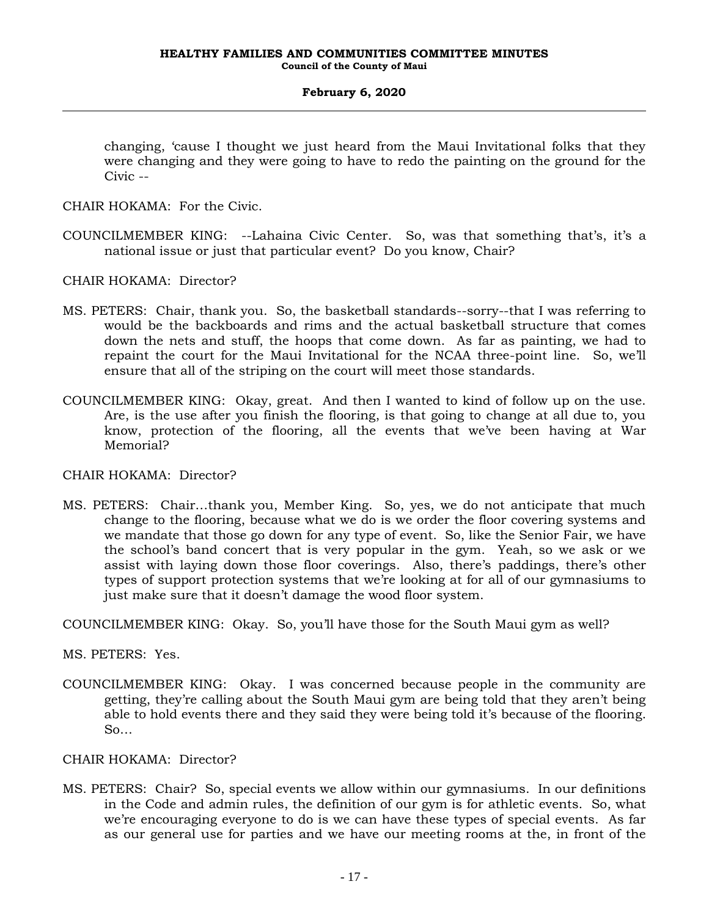changing, 'cause I thought we just heard from the Maui Invitational folks that they were changing and they were going to have to redo the painting on the ground for the Civic --

CHAIR HOKAMA: For the Civic.

COUNCILMEMBER KING: --Lahaina Civic Center. So, was that something that's, it's a national issue or just that particular event? Do you know, Chair?

CHAIR HOKAMA: Director?

MS. PETERS: Chair, thank you. So, the basketball standards--sorry--that I was referring to would be the backboards and rims and the actual basketball structure that comes down the nets and stuff, the hoops that come down. As far as painting, we had to repaint the court for the Maui Invitational for the NCAA three-point line. So, we'll ensure that all of the striping on the court will meet those standards.

COUNCILMEMBER KING: Okay, great. And then I wanted to kind of follow up on the use. Are, is the use after you finish the flooring, is that going to change at all due to, you know, protection of the flooring, all the events that we've been having at War Memorial?

CHAIR HOKAMA: Director?

MS. PETERS: Chair…thank you, Member King. So, yes, we do not anticipate that much change to the flooring, because what we do is we order the floor covering systems and we mandate that those go down for any type of event. So, like the Senior Fair, we have the school's band concert that is very popular in the gym. Yeah, so we ask or we assist with laying down those floor coverings. Also, there's paddings, there's other types of support protection systems that we're looking at for all of our gymnasiums to just make sure that it doesn't damage the wood floor system.

COUNCILMEMBER KING: Okay. So, you'll have those for the South Maui gym as well?

MS. PETERS: Yes.

COUNCILMEMBER KING: Okay. I was concerned because people in the community are getting, they're calling about the South Maui gym are being told that they aren't being able to hold events there and they said they were being told it's because of the flooring. So…

CHAIR HOKAMA: Director?

MS. PETERS: Chair? So, special events we allow within our gymnasiums. In our definitions in the Code and admin rules, the definition of our gym is for athletic events. So, what we're encouraging everyone to do is we can have these types of special events. As far as our general use for parties and we have our meeting rooms at the, in front of the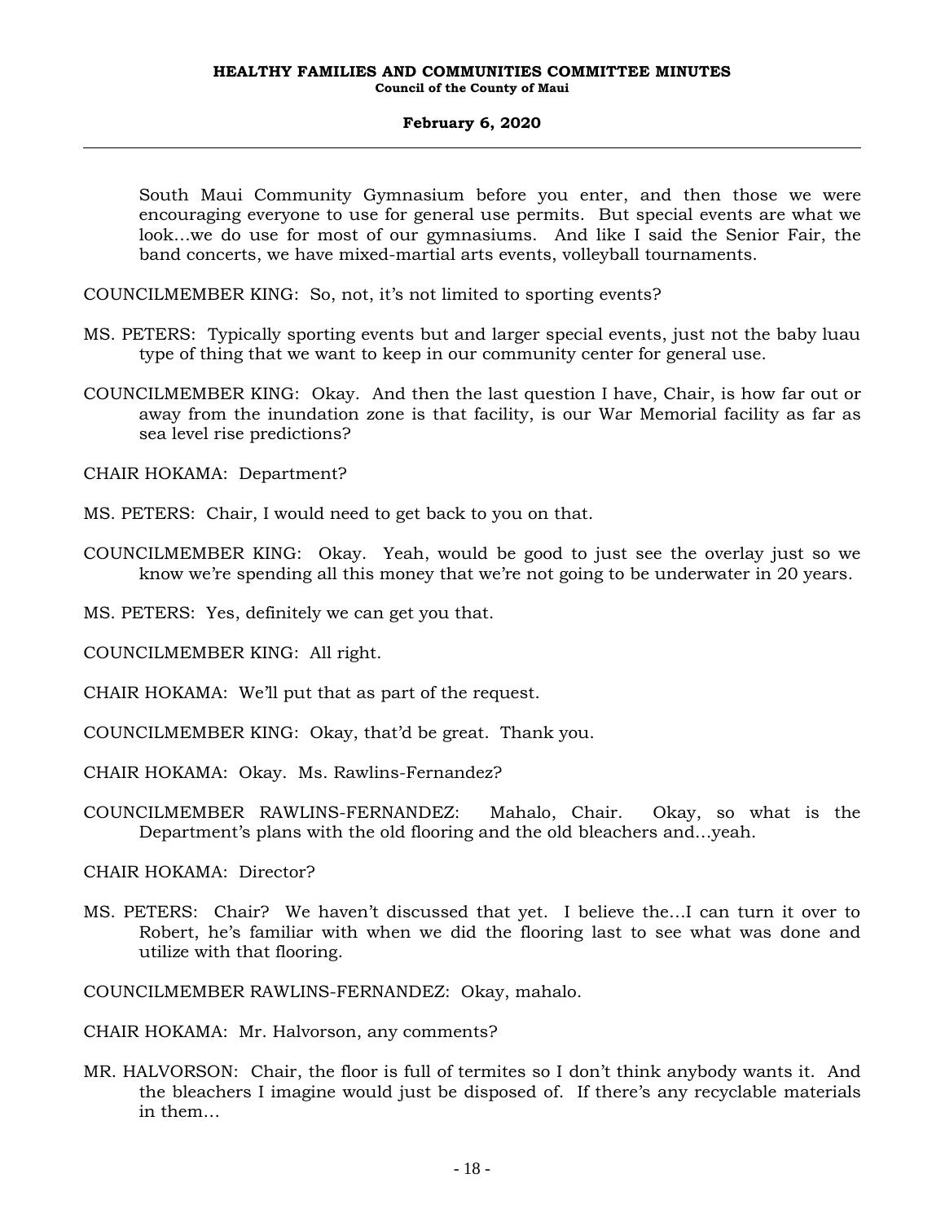South Maui Community Gymnasium before you enter, and then those we were encouraging everyone to use for general use permits. But special events are what we look…we do use for most of our gymnasiums. And like I said the Senior Fair, the band concerts, we have mixed-martial arts events, volleyball tournaments.

COUNCILMEMBER KING: So, not, it's not limited to sporting events?

MS. PETERS: Typically sporting events but and larger special events, just not the baby luau type of thing that we want to keep in our community center for general use.

COUNCILMEMBER KING: Okay. And then the last question I have, Chair, is how far out or away from the inundation zone is that facility, is our War Memorial facility as far as sea level rise predictions?

CHAIR HOKAMA: Department?

MS. PETERS: Chair, I would need to get back to you on that.

COUNCILMEMBER KING: Okay. Yeah, would be good to just see the overlay just so we know we're spending all this money that we're not going to be underwater in 20 years.

MS. PETERS: Yes, definitely we can get you that.

COUNCILMEMBER KING: All right.

CHAIR HOKAMA: We'll put that as part of the request.

COUNCILMEMBER KING: Okay, that'd be great. Thank you.

CHAIR HOKAMA: Okay. Ms. Rawlins-Fernandez?

COUNCILMEMBER RAWLINS-FERNANDEZ: Mahalo, Chair. Okay, so what is the Department's plans with the old flooring and the old bleachers and…yeah.

CHAIR HOKAMA: Director?

MS. PETERS: Chair? We haven't discussed that yet. I believe the…I can turn it over to Robert, he's familiar with when we did the flooring last to see what was done and utilize with that flooring.

COUNCILMEMBER RAWLINS-FERNANDEZ: Okay, mahalo.

CHAIR HOKAMA: Mr. Halvorson, any comments?

MR. HALVORSON: Chair, the floor is full of termites so I don't think anybody wants it. And the bleachers I imagine would just be disposed of. If there's any recyclable materials in them…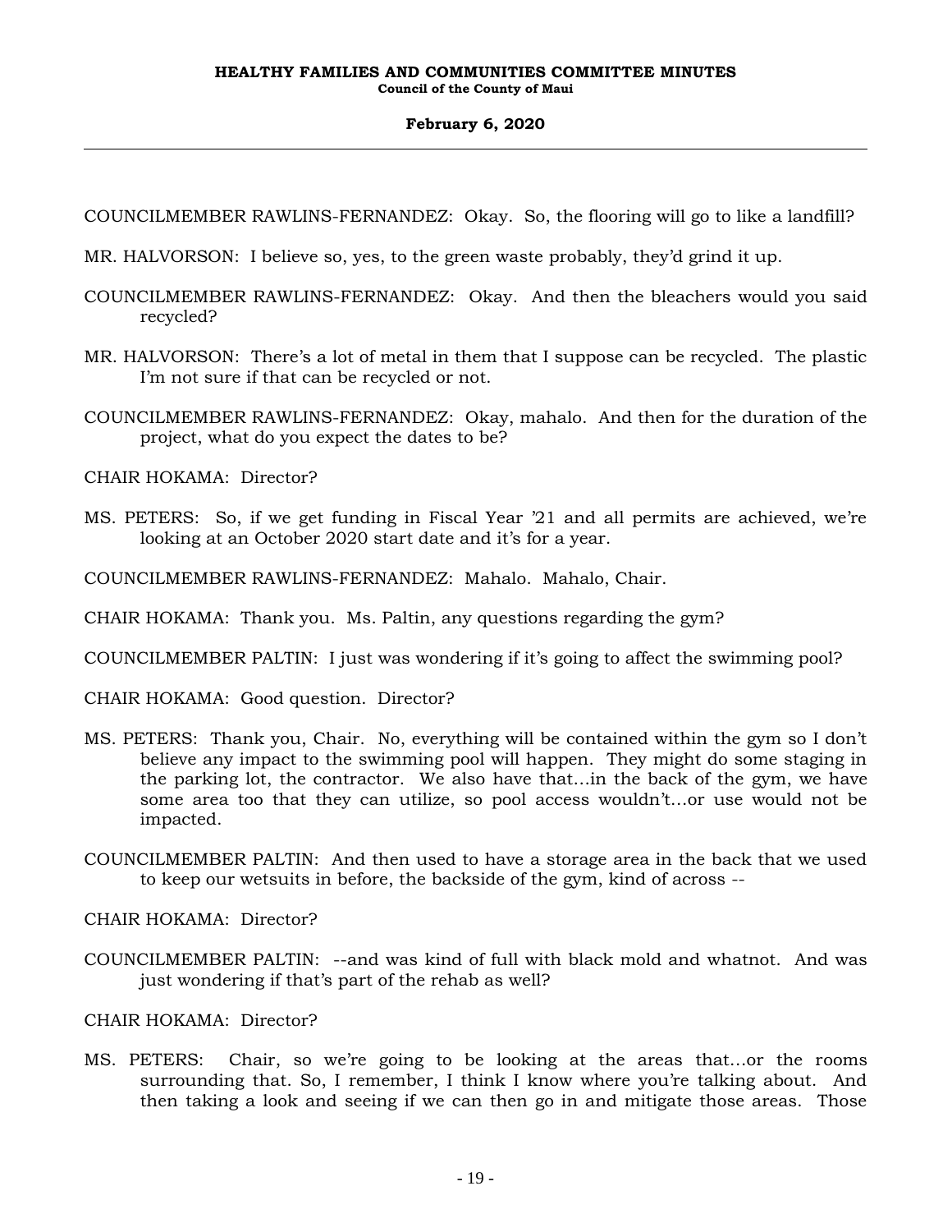COUNCILMEMBER RAWLINS-FERNANDEZ: Okay. So, the flooring will go to like a landfill?

MR. HALVORSON: I believe so, yes, to the green waste probably, they'd grind it up.

COUNCILMEMBER RAWLINS-FERNANDEZ: Okay. And then the bleachers would you said recycled?

MR. HALVORSON: There's a lot of metal in them that I suppose can be recycled. The plastic I'm not sure if that can be recycled or not.

COUNCILMEMBER RAWLINS-FERNANDEZ: Okay, mahalo. And then for the duration of the project, what do you expect the dates to be?

CHAIR HOKAMA: Director?

MS. PETERS: So, if we get funding in Fiscal Year '21 and all permits are achieved, we're looking at an October 2020 start date and it's for a year.

COUNCILMEMBER RAWLINS-FERNANDEZ: Mahalo. Mahalo, Chair.

CHAIR HOKAMA: Thank you. Ms. Paltin, any questions regarding the gym?

COUNCILMEMBER PALTIN: I just was wondering if it's going to affect the swimming pool?

CHAIR HOKAMA: Good question. Director?

MS. PETERS: Thank you, Chair. No, everything will be contained within the gym so I don't believe any impact to the swimming pool will happen. They might do some staging in the parking lot, the contractor. We also have that...in the back of the gym, we have some area too that they can utilize, so pool access wouldn't...or use would not be impacted.

COUNCILMEMBER PALTIN: And then used to have a storage area in the back that we used to keep our wetsuits in before, the backside of the gym, kind of across --

CHAIR HOKAMA: Director?

COUNCILMEMBER PALTIN: --and was kind of full with black mold and whatnot. And was just wondering if that's part of the rehab as well?

CHAIR HOKAMA: Director?

MS. PETERS: Chair, so we're going to be looking at the areas that...or the rooms surrounding that. So, I remember, I think I know where you're talking about. And then taking a look and seeing if we can then go in and mitigate those areas. Those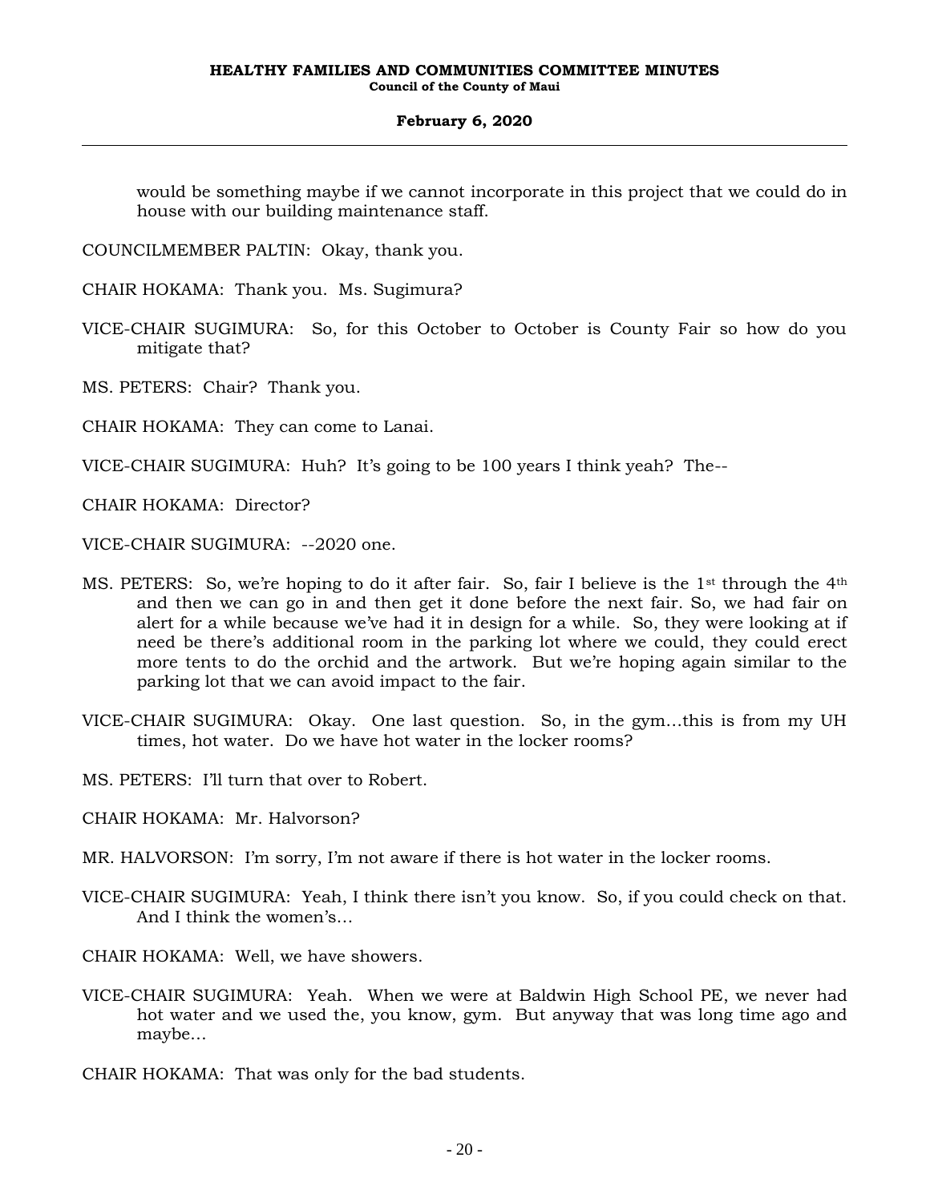would be something maybe if we cannot incorporate in this project that we could do in house with our building maintenance staff.

COUNCILMEMBER PALTIN: Okay, thank you.

CHAIR HOKAMA: Thank you. Ms. Sugimura?

VICE-CHAIR SUGIMURA: So, for this October to October is County Fair so how do you mitigate that?

MS. PETERS: Chair? Thank you.

CHAIR HOKAMA: They can come to Lanai.

VICE-CHAIR SUGIMURA: Huh? It's going to be 100 years I think yeah? The--

CHAIR HOKAMA: Director?

VICE-CHAIR SUGIMURA: --2020 one.

MS. PETERS: So, we're hoping to do it after fair. So, fair I believe is the 1st through the 4th and then we can go in and then get it done before the next fair. So, we had fair on alert for a while because we've had it in design for a while. So, they were looking at if need be there's additional room in the parking lot where we could, they could erect more tents to do the orchid and the artwork. But we're hoping again similar to the parking lot that we can avoid impact to the fair.

VICE-CHAIR SUGIMURA: Okay. One last question. So, in the gym…this is from my UH times, hot water. Do we have hot water in the locker rooms?

MS. PETERS: I'll turn that over to Robert.

CHAIR HOKAMA: Mr. Halvorson?

MR. HALVORSON: I'm sorry, I'm not aware if there is hot water in the locker rooms.

VICE-CHAIR SUGIMURA: Yeah, I think there isn't you know. So, if you could check on that. And I think the women's…

CHAIR HOKAMA: Well, we have showers.

VICE-CHAIR SUGIMURA: Yeah. When we were at Baldwin High School PE, we never had hot water and we used the, you know, gym. But anyway that was long time ago and maybe…

CHAIR HOKAMA: That was only for the bad students.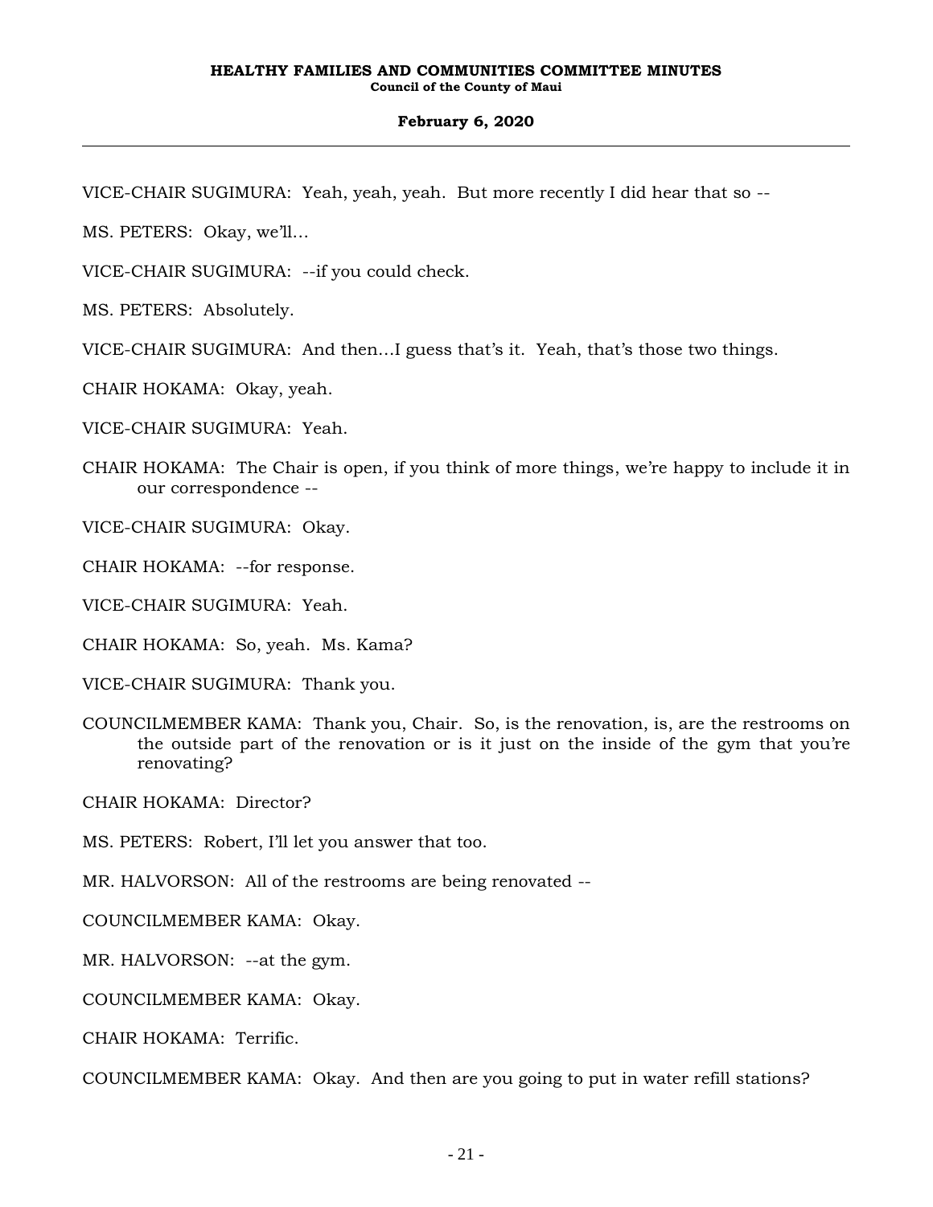VICE-CHAIR SUGIMURA: Yeah, yeah, yeah. But more recently I did hear that so --

MS. PETERS: Okay, we'll…

VICE-CHAIR SUGIMURA: --if you could check.

MS. PETERS: Absolutely.

VICE-CHAIR SUGIMURA: And then…I guess that's it. Yeah, that's those two things.

CHAIR HOKAMA: Okay, yeah.

VICE-CHAIR SUGIMURA: Yeah.

CHAIR HOKAMA: The Chair is open, if you think of more things, we're happy to include it in our correspondence --

VICE-CHAIR SUGIMURA: Okay.

CHAIR HOKAMA: --for response.

VICE-CHAIR SUGIMURA: Yeah.

CHAIR HOKAMA: So, yeah. Ms. Kama?

VICE-CHAIR SUGIMURA: Thank you.

COUNCILMEMBER KAMA: Thank you, Chair. So, is the renovation, is, are the restrooms on the outside part of the renovation or is it just on the inside of the gym that you're renovating?

CHAIR HOKAMA: Director?

MS. PETERS: Robert, I'll let you answer that too.

MR. HALVORSON: All of the restrooms are being renovated --

COUNCILMEMBER KAMA: Okay.

MR. HALVORSON: --at the gym.

COUNCILMEMBER KAMA: Okay.

CHAIR HOKAMA: Terrific.

COUNCILMEMBER KAMA: Okay. And then are you going to put in water refill stations?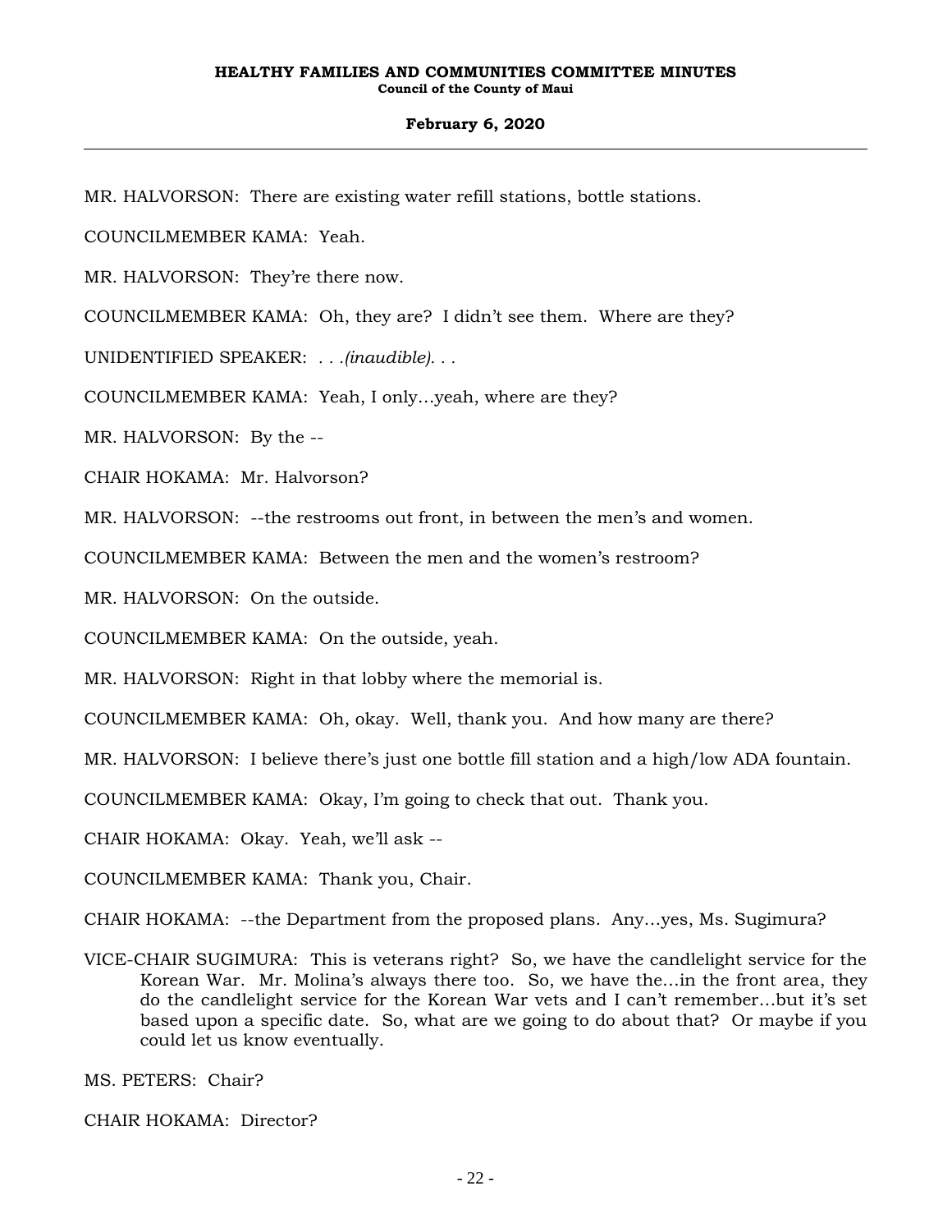MR. HALVORSON: There are existing water refill stations, bottle stations.

COUNCILMEMBER KAMA: Yeah.

MR. HALVORSON: They're there now.

COUNCILMEMBER KAMA: Oh, they are? I didn't see them. Where are they?

UNIDENTIFIED SPEAKER: *. . .(inaudible). . .*

COUNCILMEMBER KAMA: Yeah, I only...yeah, where are they?

MR. HALVORSON: By the --

CHAIR HOKAMA: Mr. Halvorson?

MR. HALVORSON: --the restrooms out front, in between the men's and women.

COUNCILMEMBER KAMA: Between the men and the women's restroom?

MR. HALVORSON: On the outside.

COUNCILMEMBER KAMA: On the outside, yeah.

MR. HALVORSON: Right in that lobby where the memorial is.

COUNCILMEMBER KAMA: Oh, okay. Well, thank you. And how many are there?

MR. HALVORSON: I believe there's just one bottle fill station and a high/low ADA fountain.

COUNCILMEMBER KAMA: Okay, I'm going to check that out. Thank you.

CHAIR HOKAMA: Okay. Yeah, we'll ask --

COUNCILMEMBER KAMA: Thank you, Chair.

CHAIR HOKAMA: --the Department from the proposed plans. Any...yes, Ms. Sugimura?

VICE-CHAIR SUGIMURA: This is veterans right? So, we have the candlelight service for the Korean War. Mr. Molina's always there too. So, we have the...in the front area, they do the candlelight service for the Korean War vets and I can't remember...but it's set based upon a specific date. So, what are we going to do about that? Or maybe if you could let us know eventually.

MS. PETERS: Chair?

CHAIR HOKAMA: Director?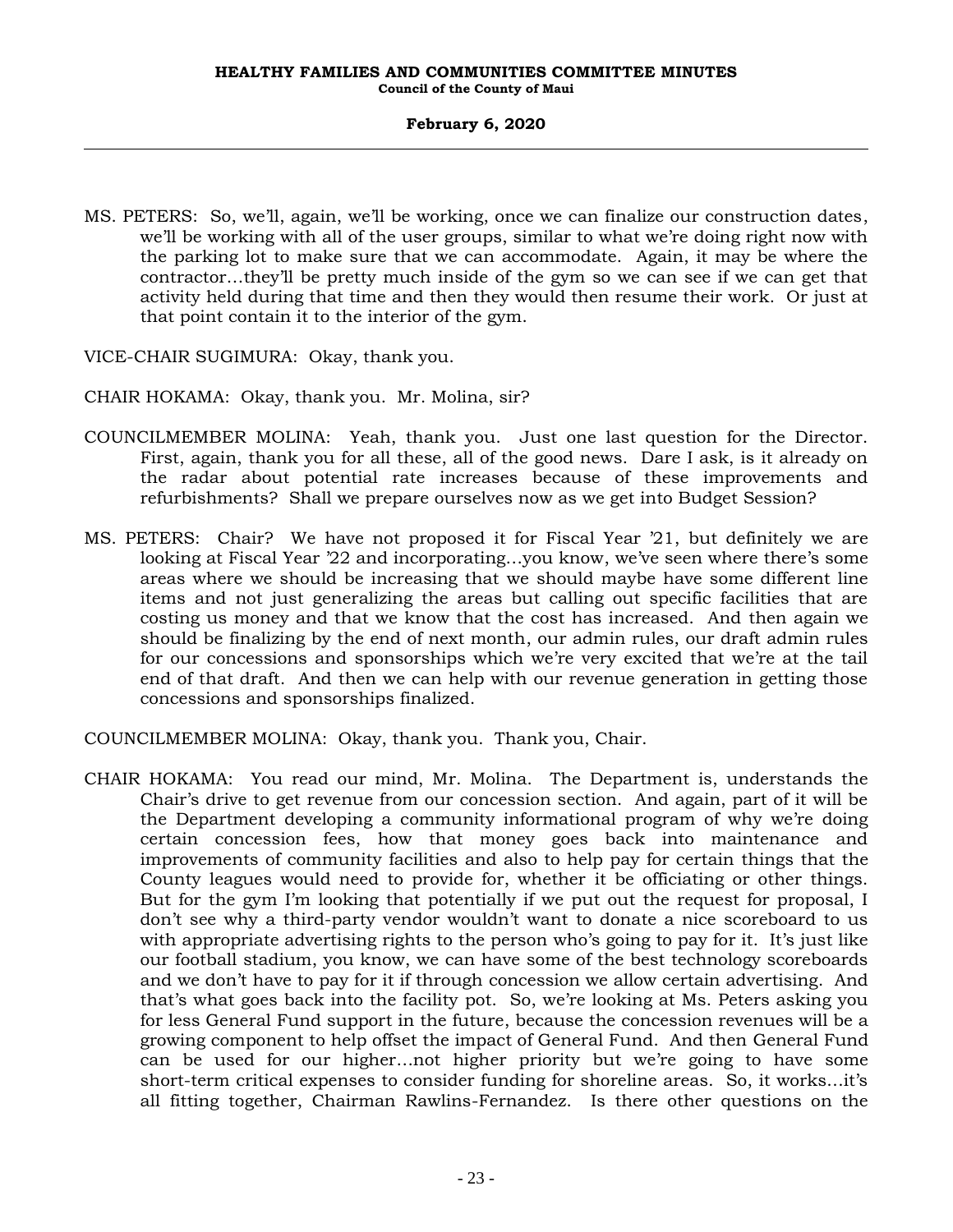MS. PETERS: So, we'll, again, we'll be working, once we can finalize our construction dates, we'll be working with all of the user groups, similar to what we're doing right now with the parking lot to make sure that we can accommodate. Again, it may be where the contractor...they'll be pretty much inside of the gym so we can see if we can get that activity held during that time and then they would then resume their work. Or just at that point contain it to the interior of the gym.

VICE-CHAIR SUGIMURA: Okay, thank you.

CHAIR HOKAMA: Okay, thank you. Mr. Molina, sir?

COUNCILMEMBER MOLINA: Yeah, thank you. Just one last question for the Director. First, again, thank you for all these, all of the good news. Dare I ask, is it already on the radar about potential rate increases because of these improvements and refurbishments? Shall we prepare ourselves now as we get into Budget Session?

MS. PETERS: Chair? We have not proposed it for Fiscal Year '21, but definitely we are looking at Fiscal Year '22 and incorporating...you know, we've seen where there's some areas where we should be increasing that we should maybe have some different line items and not just generalizing the areas but calling out specific facilities that are costing us money and that we know that the cost has increased. And then again we should be finalizing by the end of next month, our admin rules, our draft admin rules for our concessions and sponsorships which we're very excited that we're at the tail end of that draft. And then we can help with our revenue generation in getting those concessions and sponsorships finalized.

COUNCILMEMBER MOLINA: Okay, thank you. Thank you, Chair.

CHAIR HOKAMA: You read our mind, Mr. Molina. The Department is, understands the Chair's drive to get revenue from our concession section. And again, part of it will be the Department developing a community informational program of why we're doing certain concession fees, how that money goes back into maintenance and improvements of community facilities and also to help pay for certain things that the County leagues would need to provide for, whether it be officiating or other things. But for the gym I'm looking that potentially if we put out the request for proposal, I don't see why a third-party vendor wouldn't want to donate a nice scoreboard to us with appropriate advertising rights to the person who's going to pay for it. It's just like our football stadium, you know, we can have some of the best technology scoreboards and we don't have to pay for it if through concession we allow certain advertising. And that's what goes back into the facility pot. So, we're looking at Ms. Peters asking you for less General Fund support in the future, because the concession revenues will be a growing component to help offset the impact of General Fund. And then General Fund can be used for our higher...not higher priority but we're going to have some short-term critical expenses to consider funding for shoreline areas. So, it works...it's all fitting together, Chairman Rawlins-Fernandez. Is there other questions on the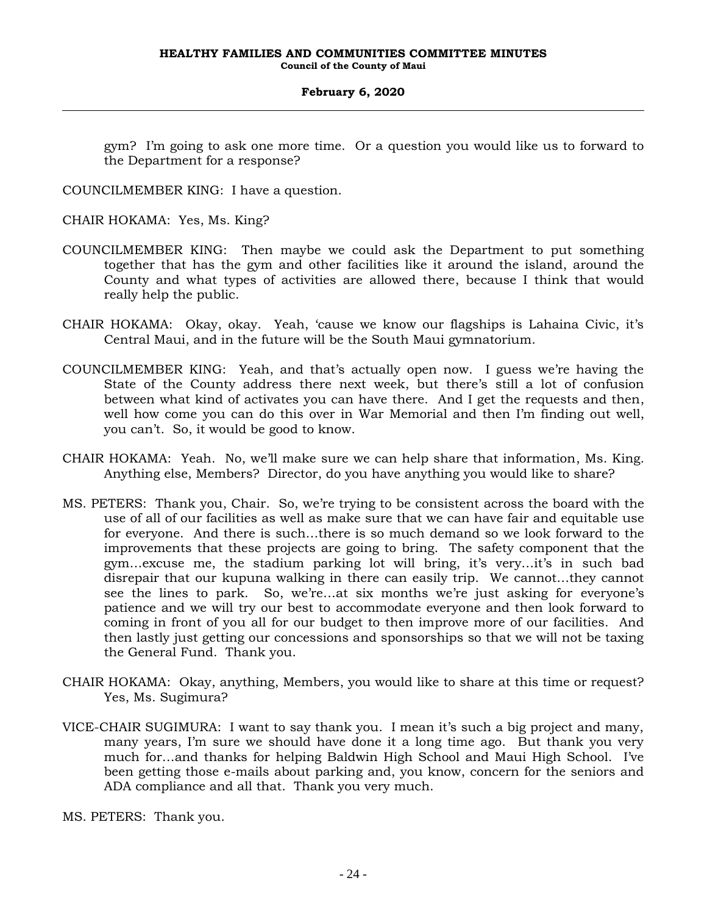gym? I'm going to ask one more time. Or a question you would like us to forward to the Department for a response?

COUNCILMEMBER KING: I have a question.

CHAIR HOKAMA: Yes, Ms. King?

COUNCILMEMBER KING: Then maybe we could ask the Department to put something together that has the gym and other facilities like it around the island, around the County and what types of activities are allowed there, because I think that would really help the public.

CHAIR HOKAMA: Okay, okay. Yeah, 'cause we know our flagships is Lahaina Civic, it's Central Maui, and in the future will be the South Maui gymnatorium.

COUNCILMEMBER KING: Yeah, and that's actually open now. I guess we're having the State of the County address there next week, but there's still a lot of confusion between what kind of activates you can have there. And I get the requests and then, well how come you can do this over in War Memorial and then I'm finding out well, you can't. So, it would be good to know.

CHAIR HOKAMA: Yeah. No, we'll make sure we can help share that information, Ms. King. Anything else, Members? Director, do you have anything you would like to share?

MS. PETERS: Thank you, Chair. So, we're trying to be consistent across the board with the use of all of our facilities as well as make sure that we can have fair and equitable use for everyone. And there is such…there is so much demand so we look forward to the improvements that these projects are going to bring. The safety component that the gym…excuse me, the stadium parking lot will bring, it's very…it's in such bad disrepair that our kupuna walking in there can easily trip. We cannot…they cannot see the lines to park. So, we're…at six months we're just asking for everyone's patience and we will try our best to accommodate everyone and then look forward to coming in front of you all for our budget to then improve more of our facilities. And then lastly just getting our concessions and sponsorships so that we will not be taxing the General Fund. Thank you.

CHAIR HOKAMA: Okay, anything, Members, you would like to share at this time or request? Yes, Ms. Sugimura?

VICE-CHAIR SUGIMURA: I want to say thank you. I mean it's such a big project and many, many years, I'm sure we should have done it a long time ago. But thank you very much for…and thanks for helping Baldwin High School and Maui High School. I've been getting those e-mails about parking and, you know, concern for the seniors and ADA compliance and all that. Thank you very much.

MS. PETERS: Thank you.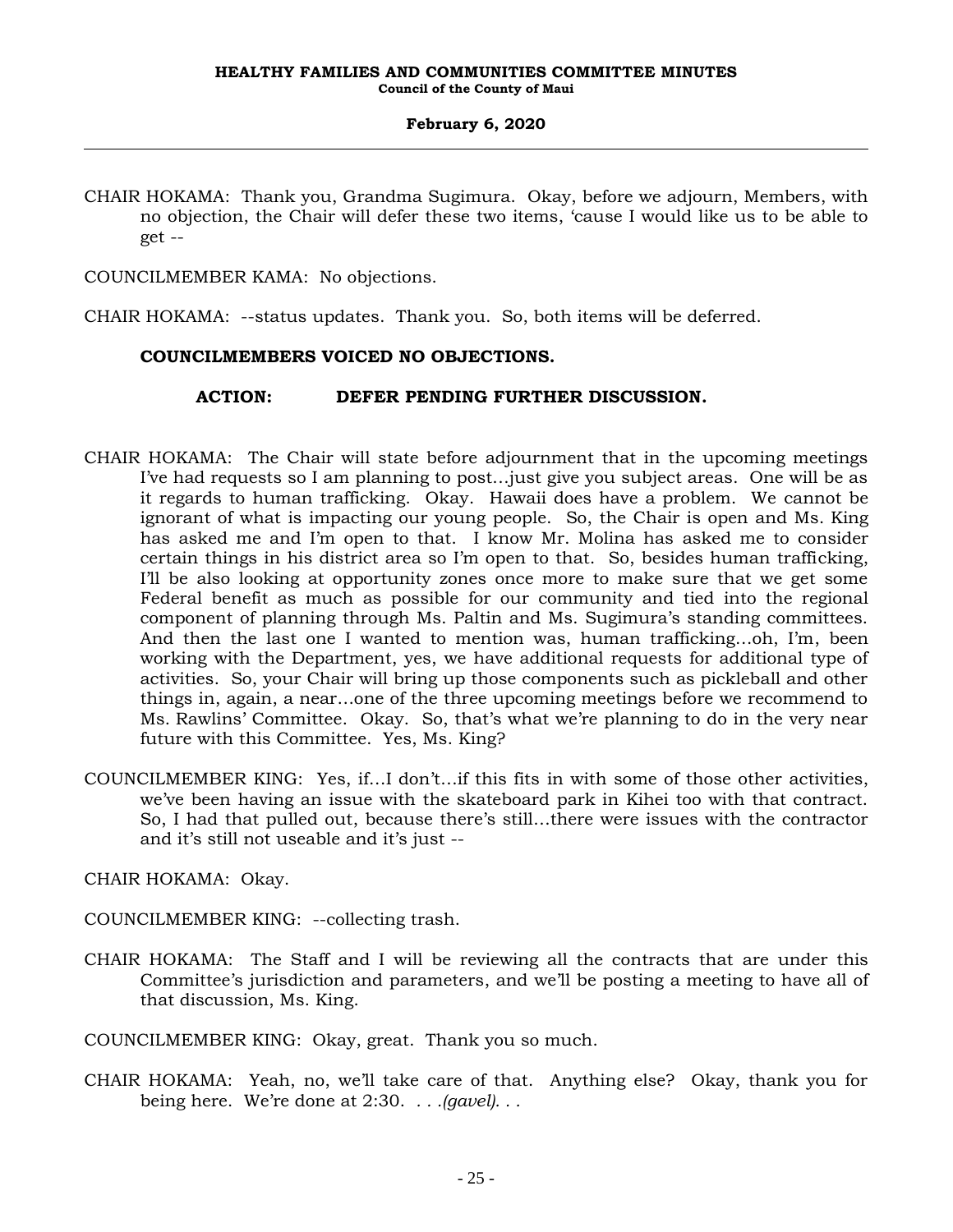CHAIR HOKAMA: Thank you, Grandma Sugimura. Okay, before we adjourn, Members, with no objection, the Chair will defer these two items, 'cause I would like us to be able to get --

COUNCILMEMBER KAMA: No objections.

CHAIR HOKAMA: --status updates. Thank you. So, both items will be deferred.

**COUNCILMEMBERS VOICED NO OBJECTIONS.**

**ACTION: DEFER PENDING FURTHER DISCUSSION.**

CHAIR HOKAMA: The Chair will state before adjournment that in the upcoming meetings I've had requests so I am planning to post…just give you subject areas. One will be as it regards to human trafficking. Okay. Hawaii does have a problem. We cannot be ignorant of what is impacting our young people. So, the Chair is open and Ms. King has asked me and I'm open to that. I know Mr. Molina has asked me to consider certain things in his district area so I'm open to that. So, besides human trafficking, I'll be also looking at opportunity zones once more to make sure that we get some Federal benefit as much as possible for our community and tied into the regional component of planning through Ms. Paltin and Ms. Sugimura's standing committees. And then the last one I wanted to mention was, human trafficking…oh, I'm, been working with the Department, yes, we have additional requests for additional type of activities. So, your Chair will bring up those components such as pickleball and other things in, again, a near…one of the three upcoming meetings before we recommend to Ms. Rawlins' Committee. Okay. So, that's what we're planning to do in the very near future with this Committee. Yes, Ms. King?

COUNCILMEMBER KING: Yes, if…I don't…if this fits in with some of those other activities, we've been having an issue with the skateboard park in Kihei too with that contract. So, I had that pulled out, because there's still…there were issues with the contractor and it's still not useable and it's just --

CHAIR HOKAMA: Okay.

COUNCILMEMBER KING: --collecting trash.

CHAIR HOKAMA: The Staff and I will be reviewing all the contracts that are under this Committee's jurisdiction and parameters, and we'll be posting a meeting to have all of that discussion, Ms. King.

COUNCILMEMBER KING: Okay, great. Thank you so much.

CHAIR HOKAMA: Yeah, no, we'll take care of that. Anything else? Okay, thank you for being here. We're done at 2:30. . . .*(gavel)*. . .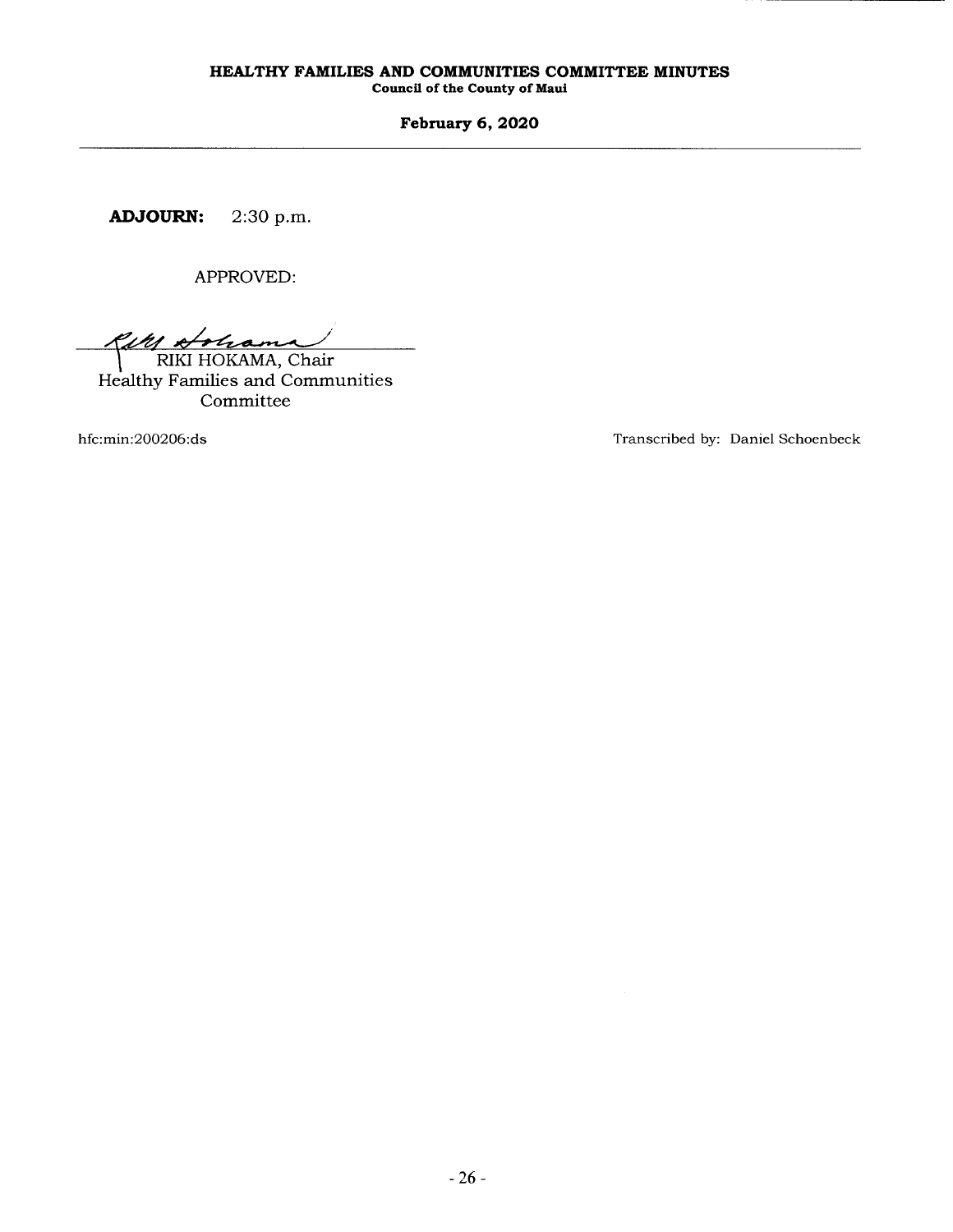**ADJOURN:** 2:30 p.m.

APPROVED:

RIKI HOKAMA, Chair
Healthy Families and Communities Committee

hfc:min:200206:ds

Transcribed by: Daniel Schoenbeck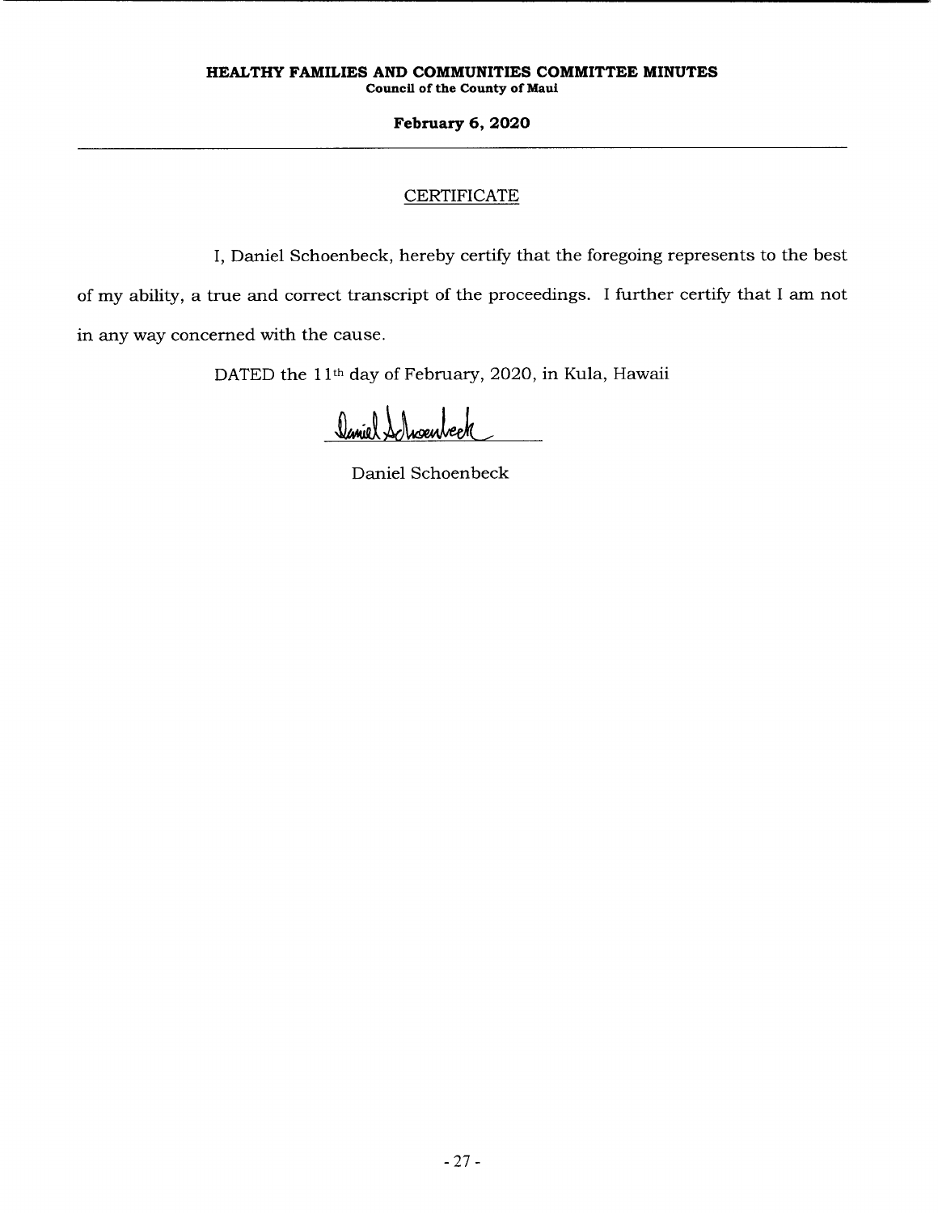## CERTIFICATE

I, Daniel Schoenbeck, hereby certify that the foregoing represents to the best of my ability, a true and correct transcript of the proceedings. I further certify that I am not in any way concerned with the cause.

DATED the 11th day of February, 2020, in Kula, Hawaii

Daniel Schoenbeck

Daniel Schoenbeck